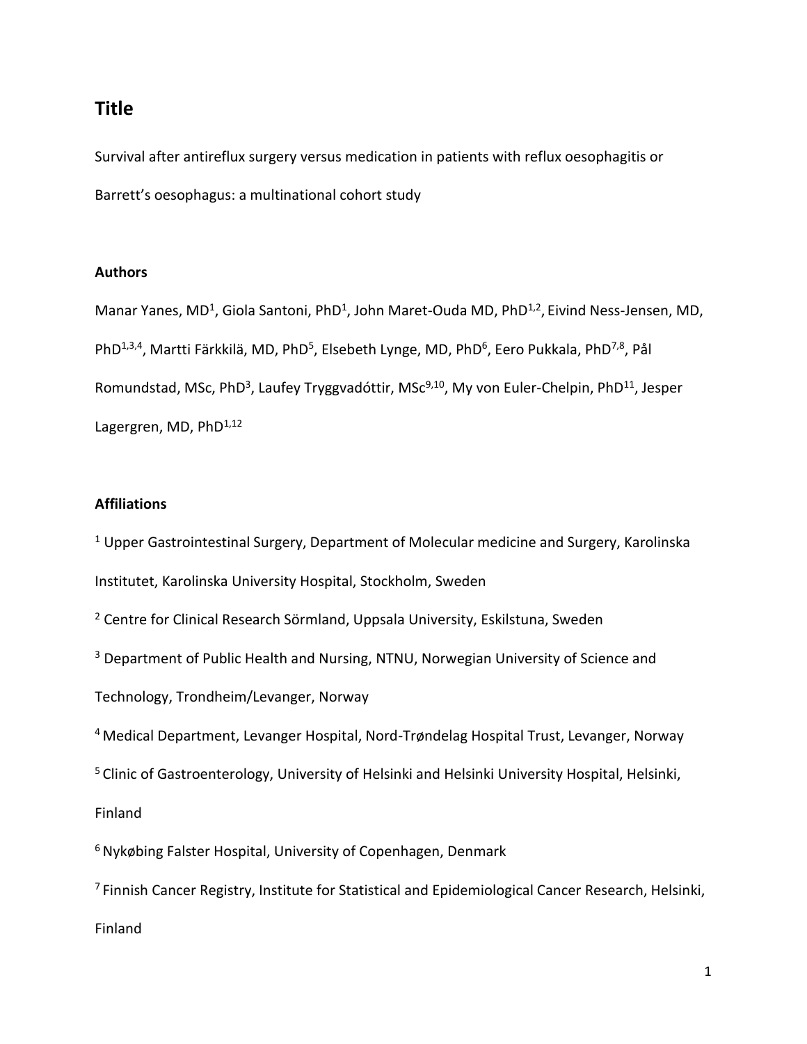## Title

Survival after antireflux surgery versus medication in patients with reflux oesophagitis or Barrett's oesophagus: a multinational cohort study

### Authors

Manar Yanes, MD[1], Giola Santoni, PhD[1], John Maret-Ouda MD, PhD[1,2], Eivind Ness-Jensen, MD, PhD[1,3,4], Martti Färkkilä, MD, PhD[5], Elsebeth Lynge, MD, PhD[6], Eero Pukkala, PhD[7,8], Pål Romundstad, MSc, PhD[3], Laufey Tryggvadóttir, MSc[9,10], My von Euler-Chelpin, PhD[11], Jesper Lagergren, MD, PhD[1,12]

### Affiliations

[1] Upper Gastrointestinal Surgery, Department of Molecular medicine and Surgery, Karolinska Institutet, Karolinska University Hospital, Stockholm, Sweden

[2] Centre for Clinical Research Sörmland, Uppsala University, Eskilstuna, Sweden

[3] Department of Public Health and Nursing, NTNU, Norwegian University of Science and Technology, Trondheim/Levanger, Norway

[4] Medical Department, Levanger Hospital, Nord-Trøndelag Hospital Trust, Levanger, Norway

[5] Clinic of Gastroenterology, University of Helsinki and Helsinki University Hospital, Helsinki, Finland

[6] Nykøbing Falster Hospital, University of Copenhagen, Denmark

[7] Finnish Cancer Registry, Institute for Statistical and Epidemiological Cancer Research, Helsinki, Finland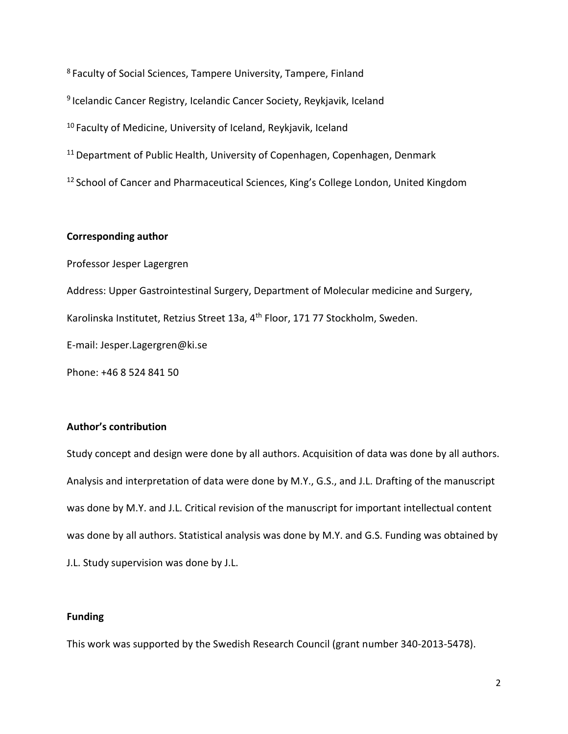[8] Faculty of Social Sciences, Tampere University, Tampere, Finland

[9] Icelandic Cancer Registry, Icelandic Cancer Society, Reykjavik, Iceland

[10] Faculty of Medicine, University of Iceland, Reykjavik, Iceland

[11] Department of Public Health, University of Copenhagen, Copenhagen, Denmark

[12] School of Cancer and Pharmaceutical Sciences, King's College London, United Kingdom

**Corresponding author**

Professor Jesper Lagergren

Address: Upper Gastrointestinal Surgery, Department of Molecular medicine and Surgery, Karolinska Institutet, Retzius Street 13a, 4th Floor, 171 77 Stockholm, Sweden.

E-mail: Jesper.Lagergren@ki.se

Phone: +46 8 524 841 50

**Author's contribution**

Study concept and design were done by all authors. Acquisition of data was done by all authors. Analysis and interpretation of data were done by M.Y., G.S., and J.L. Drafting of the manuscript was done by M.Y. and J.L. Critical revision of the manuscript for important intellectual content was done by all authors. Statistical analysis was done by M.Y. and G.S. Funding was obtained by J.L. Study supervision was done by J.L.

**Funding**

This work was supported by the Swedish Research Council (grant number 340-2013-5478).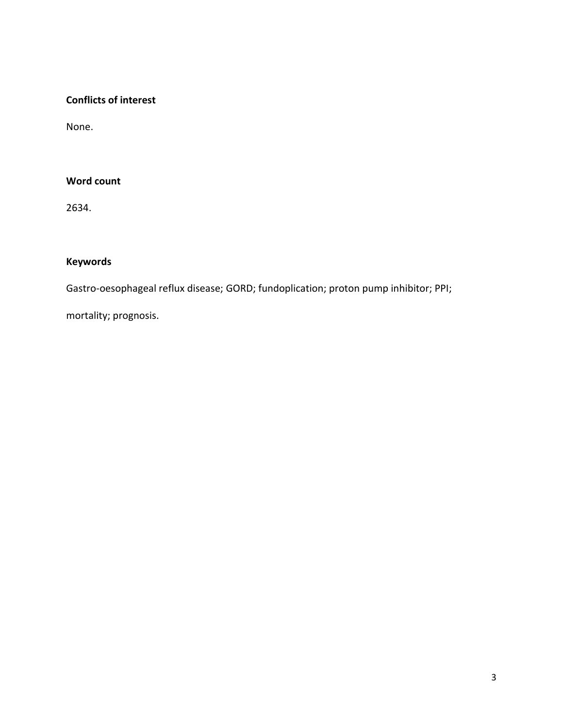## Conflicts of interest

None.

## Word count

2634.

## Keywords

Gastro-oesophageal reflux disease; GORD; fundoplication; proton pump inhibitor; PPI; mortality; prognosis.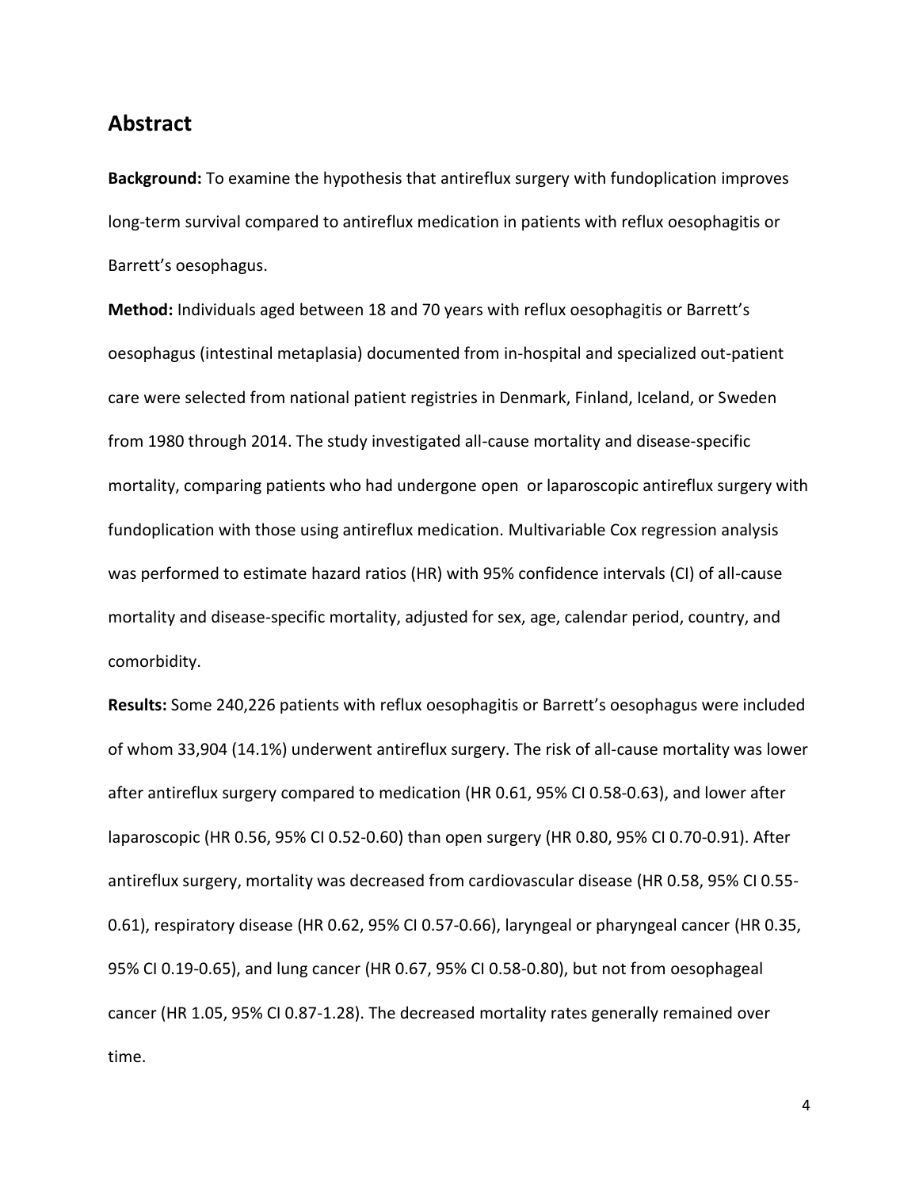## Abstract

**Background:** To examine the hypothesis that antireflux surgery with fundoplication improves long-term survival compared to antireflux medication in patients with reflux oesophagitis or Barrett's oesophagus.

**Method:** Individuals aged between 18 and 70 years with reflux oesophagitis or Barrett's oesophagus (intestinal metaplasia) documented from in-hospital and specialized out-patient care were selected from national patient registries in Denmark, Finland, Iceland, or Sweden from 1980 through 2014. The study investigated all-cause mortality and disease-specific mortality, comparing patients who had undergone open or laparoscopic antireflux surgery with fundoplication with those using antireflux medication. Multivariable Cox regression analysis was performed to estimate hazard ratios (HR) with 95% confidence intervals (CI) of all-cause mortality and disease-specific mortality, adjusted for sex, age, calendar period, country, and comorbidity.

**Results:** Some 240,226 patients with reflux oesophagitis or Barrett's oesophagus were included of whom 33,904 (14.1%) underwent antireflux surgery. The risk of all-cause mortality was lower after antireflux surgery compared to medication (HR 0.61, 95% CI 0.58-0.63), and lower after laparoscopic (HR 0.56, 95% CI 0.52-0.60) than open surgery (HR 0.80, 95% CI 0.70-0.91). After antireflux surgery, mortality was decreased from cardiovascular disease (HR 0.58, 95% CI 0.55-0.61), respiratory disease (HR 0.62, 95% CI 0.57-0.66), laryngeal or pharyngeal cancer (HR 0.35, 95% CI 0.19-0.65), and lung cancer (HR 0.67, 95% CI 0.58-0.80), but not from oesophageal cancer (HR 1.05, 95% CI 0.87-1.28). The decreased mortality rates generally remained over time.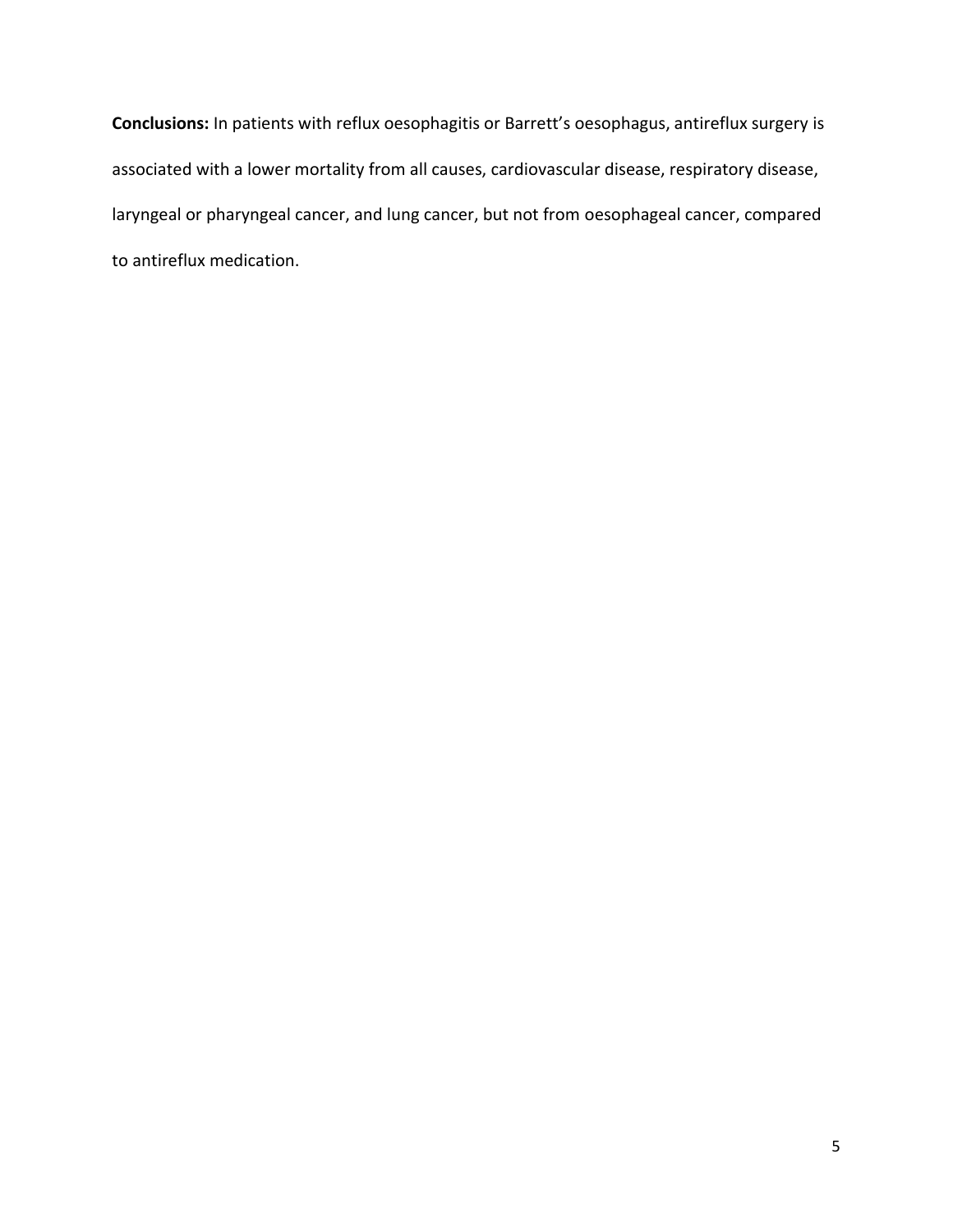**Conclusions:** In patients with reflux oesophagitis or Barrett's oesophagus, antireflux surgery is associated with a lower mortality from all causes, cardiovascular disease, respiratory disease, laryngeal or pharyngeal cancer, and lung cancer, but not from oesophageal cancer, compared to antireflux medication.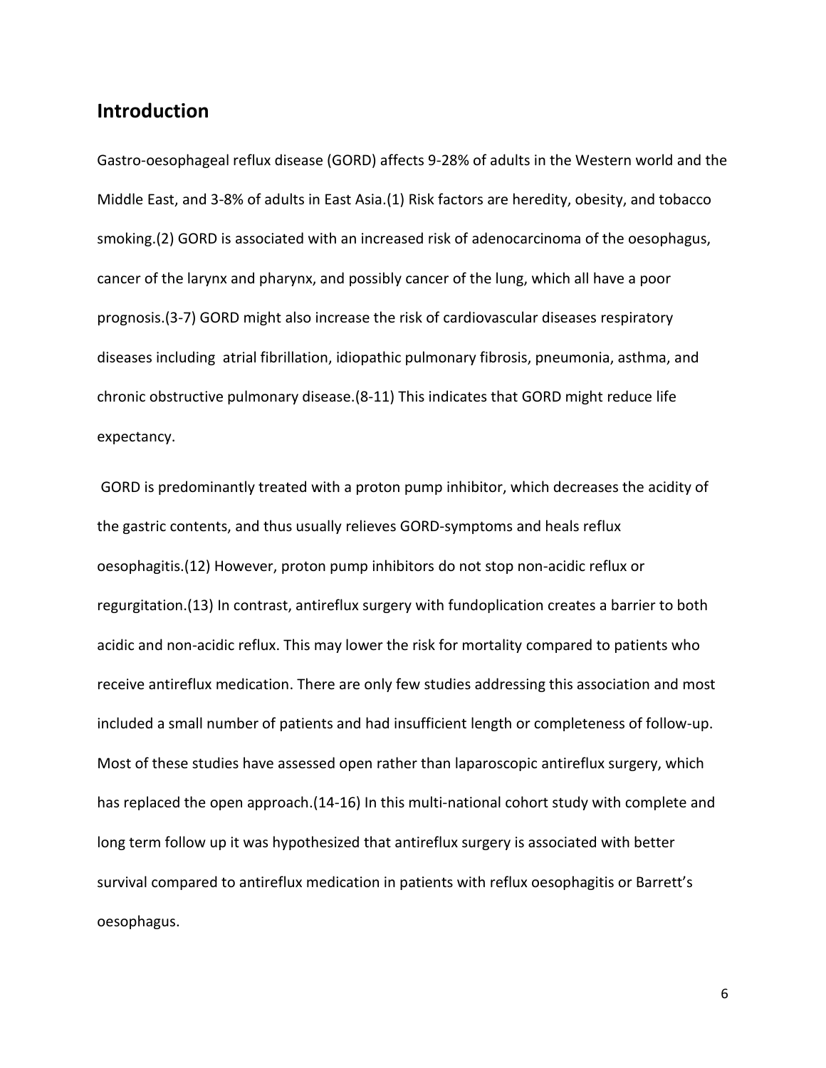## Introduction

Gastro-oesophageal reflux disease (GORD) affects 9-28% of adults in the Western world and the Middle East, and 3-8% of adults in East Asia.(1) Risk factors are heredity, obesity, and tobacco smoking.(2) GORD is associated with an increased risk of adenocarcinoma of the oesophagus, cancer of the larynx and pharynx, and possibly cancer of the lung, which all have a poor prognosis.(3-7) GORD might also increase the risk of cardiovascular diseases respiratory diseases including  atrial fibrillation, idiopathic pulmonary fibrosis, pneumonia, asthma, and chronic obstructive pulmonary disease.(8-11) This indicates that GORD might reduce life expectancy.

GORD is predominantly treated with a proton pump inhibitor, which decreases the acidity of the gastric contents, and thus usually relieves GORD-symptoms and heals reflux oesophagitis.(12) However, proton pump inhibitors do not stop non-acidic reflux or regurgitation.(13) In contrast, antireflux surgery with fundoplication creates a barrier to both acidic and non-acidic reflux. This may lower the risk for mortality compared to patients who receive antireflux medication. There are only few studies addressing this association and most included a small number of patients and had insufficient length or completeness of follow-up. Most of these studies have assessed open rather than laparoscopic antireflux surgery, which has replaced the open approach.(14-16) In this multi-national cohort study with complete and long term follow up it was hypothesized that antireflux surgery is associated with better survival compared to antireflux medication in patients with reflux oesophagitis or Barrett's oesophagus.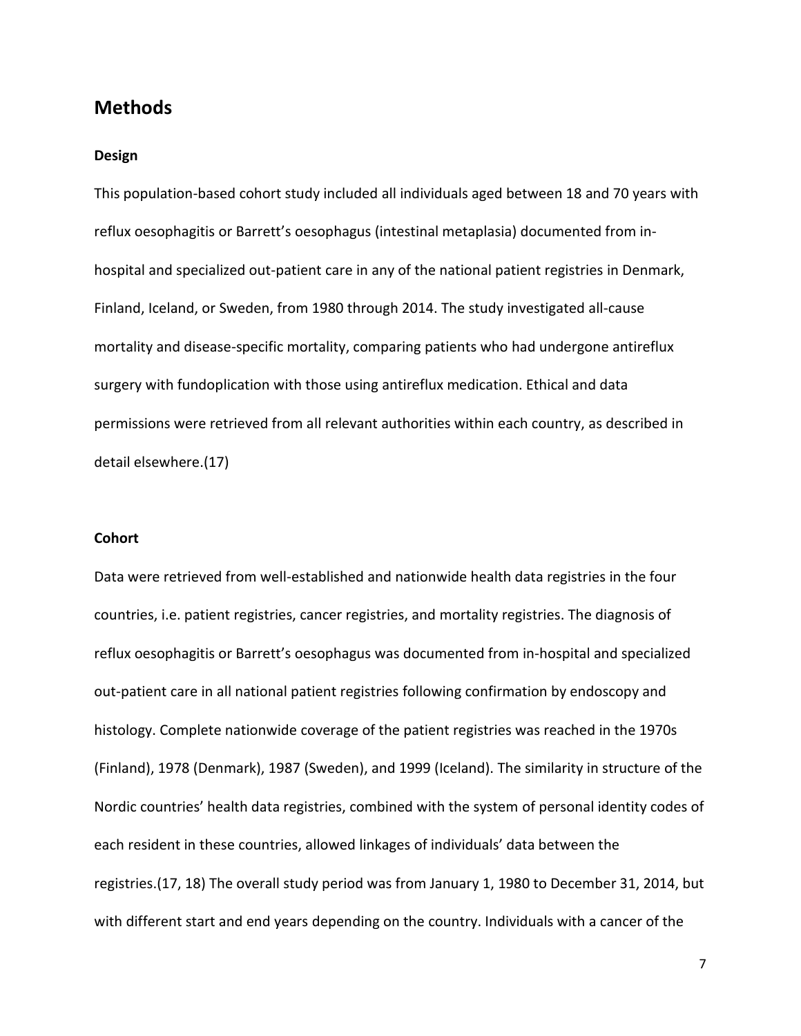## Methods

### Design

This population-based cohort study included all individuals aged between 18 and 70 years with reflux oesophagitis or Barrett's oesophagus (intestinal metaplasia) documented from in-hospital and specialized out-patient care in any of the national patient registries in Denmark, Finland, Iceland, or Sweden, from 1980 through 2014. The study investigated all-cause mortality and disease-specific mortality, comparing patients who had undergone antireflux surgery with fundoplication with those using antireflux medication. Ethical and data permissions were retrieved from all relevant authorities within each country, as described in detail elsewhere.(17)

### Cohort

Data were retrieved from well-established and nationwide health data registries in the four countries, i.e. patient registries, cancer registries, and mortality registries. The diagnosis of reflux oesophagitis or Barrett's oesophagus was documented from in-hospital and specialized out-patient care in all national patient registries following confirmation by endoscopy and histology. Complete nationwide coverage of the patient registries was reached in the 1970s (Finland), 1978 (Denmark), 1987 (Sweden), and 1999 (Iceland). The similarity in structure of the Nordic countries' health data registries, combined with the system of personal identity codes of each resident in these countries, allowed linkages of individuals' data between the registries.(17, 18) The overall study period was from January 1, 1980 to December 31, 2014, but with different start and end years depending on the country. Individuals with a cancer of the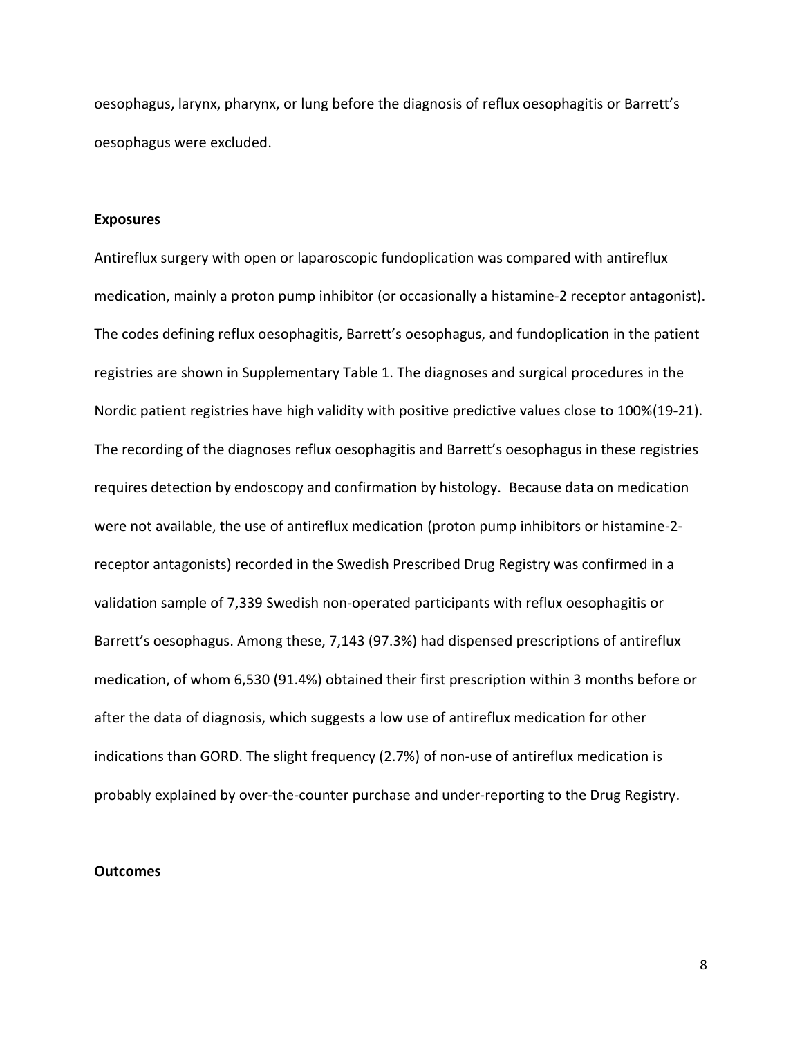oesophagus, larynx, pharynx, or lung before the diagnosis of reflux oesophagitis or Barrett's oesophagus were excluded.

**Exposures**

Antireflux surgery with open or laparoscopic fundoplication was compared with antireflux medication, mainly a proton pump inhibitor (or occasionally a histamine-2 receptor antagonist). The codes defining reflux oesophagitis, Barrett's oesophagus, and fundoplication in the patient registries are shown in Supplementary Table 1. The diagnoses and surgical procedures in the Nordic patient registries have high validity with positive predictive values close to 100%(19-21). The recording of the diagnoses reflux oesophagitis and Barrett's oesophagus in these registries requires detection by endoscopy and confirmation by histology. Because data on medication were not available, the use of antireflux medication (proton pump inhibitors or histamine-2-receptor antagonists) recorded in the Swedish Prescribed Drug Registry was confirmed in a validation sample of 7,339 Swedish non-operated participants with reflux oesophagitis or Barrett's oesophagus. Among these, 7,143 (97.3%) had dispensed prescriptions of antireflux medication, of whom 6,530 (91.4%) obtained their first prescription within 3 months before or after the data of diagnosis, which suggests a low use of antireflux medication for other indications than GORD. The slight frequency (2.7%) of non-use of antireflux medication is probably explained by over-the-counter purchase and under-reporting to the Drug Registry.

**Outcomes**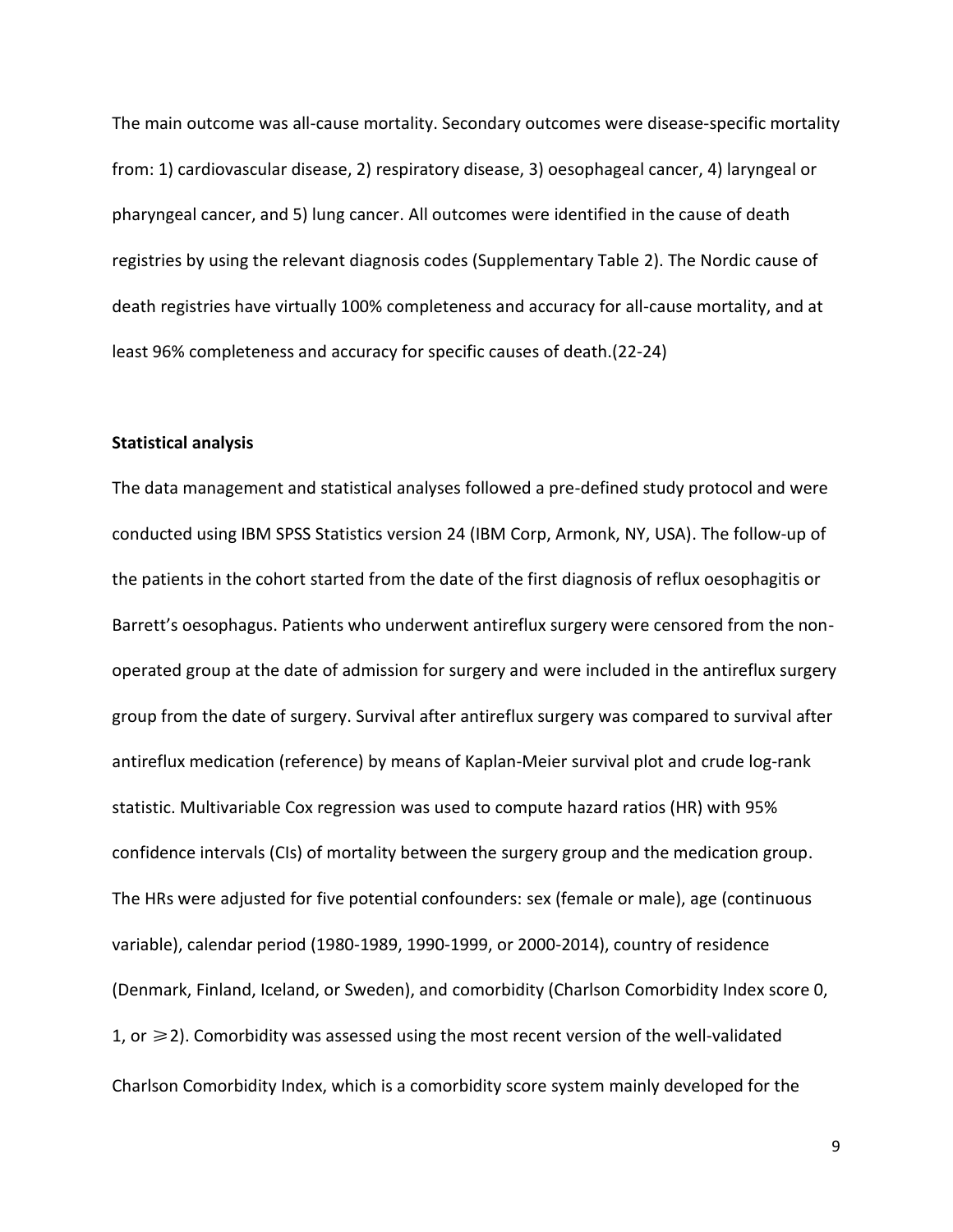The main outcome was all-cause mortality. Secondary outcomes were disease-specific mortality from: 1) cardiovascular disease, 2) respiratory disease, 3) oesophageal cancer, 4) laryngeal or pharyngeal cancer, and 5) lung cancer. All outcomes were identified in the cause of death registries by using the relevant diagnosis codes (Supplementary Table 2). The Nordic cause of death registries have virtually 100% completeness and accuracy for all-cause mortality, and at least 96% completeness and accuracy for specific causes of death.(22-24)

**Statistical analysis**

The data management and statistical analyses followed a pre-defined study protocol and were conducted using IBM SPSS Statistics version 24 (IBM Corp, Armonk, NY, USA). The follow-up of the patients in the cohort started from the date of the first diagnosis of reflux oesophagitis or Barrett's oesophagus. Patients who underwent antireflux surgery were censored from the non-operated group at the date of admission for surgery and were included in the antireflux surgery group from the date of surgery. Survival after antireflux surgery was compared to survival after antireflux medication (reference) by means of Kaplan-Meier survival plot and crude log-rank statistic. Multivariable Cox regression was used to compute hazard ratios (HR) with 95% confidence intervals (CIs) of mortality between the surgery group and the medication group. The HRs were adjusted for five potential confounders: sex (female or male), age (continuous variable), calendar period (1980-1989, 1990-1999, or 2000-2014), country of residence (Denmark, Finland, Iceland, or Sweden), and comorbidity (Charlson Comorbidity Index score 0, 1, or $\geq 2$). Comorbidity was assessed using the most recent version of the well-validated Charlson Comorbidity Index, which is a comorbidity score system mainly developed for the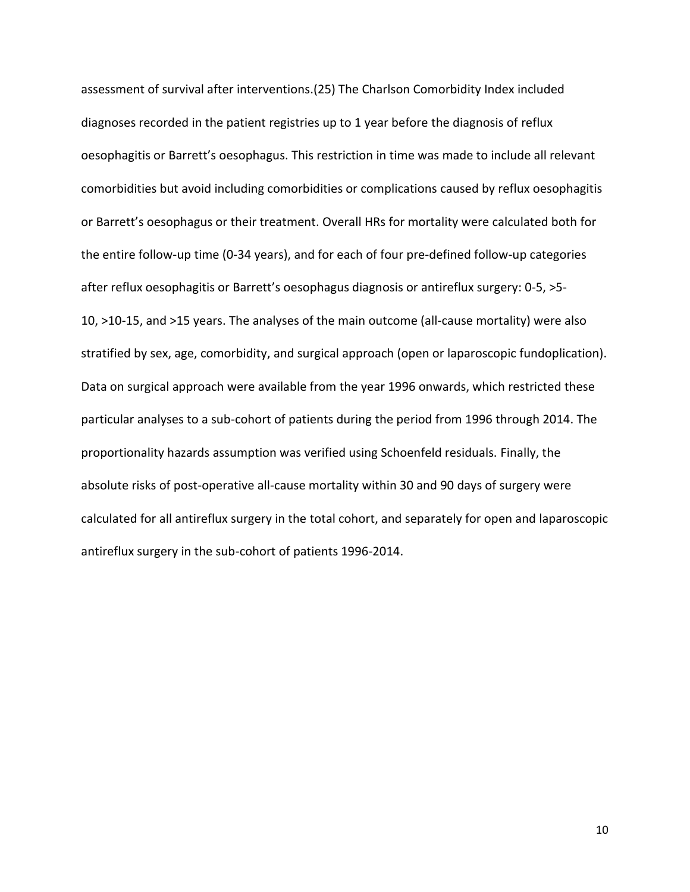assessment of survival after interventions.(25) The Charlson Comorbidity Index included diagnoses recorded in the patient registries up to 1 year before the diagnosis of reflux oesophagitis or Barrett's oesophagus. This restriction in time was made to include all relevant comorbidities but avoid including comorbidities or complications caused by reflux oesophagitis or Barrett's oesophagus or their treatment. Overall HRs for mortality were calculated both for the entire follow-up time (0-34 years), and for each of four pre-defined follow-up categories after reflux oesophagitis or Barrett's oesophagus diagnosis or antireflux surgery: 0-5, >5-10, >10-15, and >15 years. The analyses of the main outcome (all-cause mortality) were also stratified by sex, age, comorbidity, and surgical approach (open or laparoscopic fundoplication). Data on surgical approach were available from the year 1996 onwards, which restricted these particular analyses to a sub-cohort of patients during the period from 1996 through 2014. The proportionality hazards assumption was verified using Schoenfeld residuals. Finally, the absolute risks of post-operative all-cause mortality within 30 and 90 days of surgery were calculated for all antireflux surgery in the total cohort, and separately for open and laparoscopic antireflux surgery in the sub-cohort of patients 1996-2014.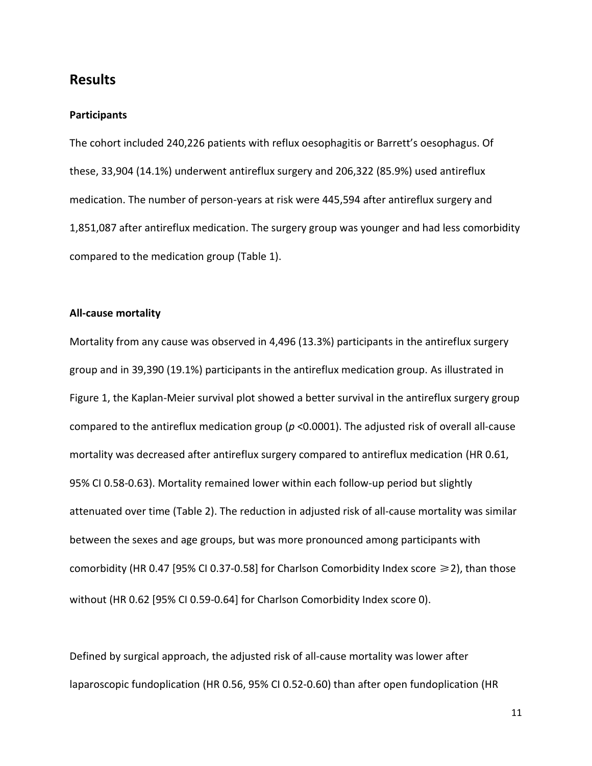## Results

### Participants

The cohort included 240,226 patients with reflux oesophagitis or Barrett's oesophagus. Of these, 33,904 (14.1%) underwent antireflux surgery and 206,322 (85.9%) used antireflux medication. The number of person-years at risk were 445,594 after antireflux surgery and 1,851,087 after antireflux medication. The surgery group was younger and had less comorbidity compared to the medication group (Table 1).

### All-cause mortality

Mortality from any cause was observed in 4,496 (13.3%) participants in the antireflux surgery group and in 39,390 (19.1%) participants in the antireflux medication group. As illustrated in Figure 1, the Kaplan-Meier survival plot showed a better survival in the antireflux surgery group compared to the antireflux medication group ($p$ <0.0001). The adjusted risk of overall all-cause mortality was decreased after antireflux surgery compared to antireflux medication (HR 0.61, 95% CI 0.58-0.63). Mortality remained lower within each follow-up period but slightly attenuated over time (Table 2). The reduction in adjusted risk of all-cause mortality was similar between the sexes and age groups, but was more pronounced among participants with comorbidity (HR 0.47 [95% CI 0.37-0.58] for Charlson Comorbidity Index score $\geqslant$2), than those without (HR 0.62 [95% CI 0.59-0.64] for Charlson Comorbidity Index score 0).

Defined by surgical approach, the adjusted risk of all-cause mortality was lower after laparoscopic fundoplication (HR 0.56, 95% CI 0.52-0.60) than after open fundoplication (HR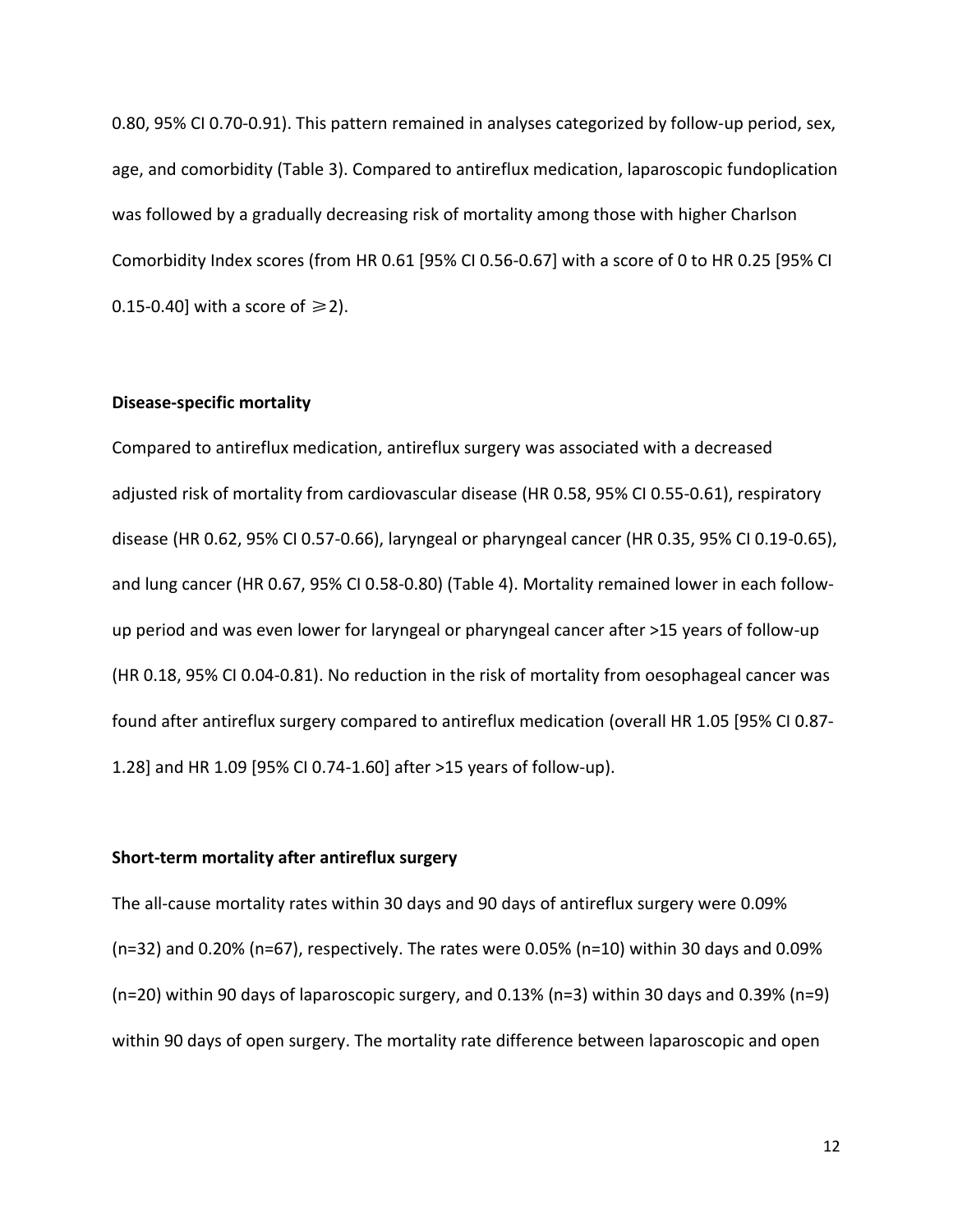0.80, 95% CI 0.70-0.91). This pattern remained in analyses categorized by follow-up period, sex, age, and comorbidity (Table 3). Compared to antireflux medication, laparoscopic fundoplication was followed by a gradually decreasing risk of mortality among those with higher Charlson Comorbidity Index scores (from HR 0.61 [95% CI 0.56-0.67] with a score of 0 to HR 0.25 [95% CI 0.15-0.40] with a score of ⩾2).

**Disease-specific mortality**

Compared to antireflux medication, antireflux surgery was associated with a decreased adjusted risk of mortality from cardiovascular disease (HR 0.58, 95% CI 0.55-0.61), respiratory disease (HR 0.62, 95% CI 0.57-0.66), laryngeal or pharyngeal cancer (HR 0.35, 95% CI 0.19-0.65), and lung cancer (HR 0.67, 95% CI 0.58-0.80) (Table 4). Mortality remained lower in each follow-up period and was even lower for laryngeal or pharyngeal cancer after >15 years of follow-up (HR 0.18, 95% CI 0.04-0.81). No reduction in the risk of mortality from oesophageal cancer was found after antireflux surgery compared to antireflux medication (overall HR 1.05 [95% CI 0.87-1.28] and HR 1.09 [95% CI 0.74-1.60] after >15 years of follow-up).

**Short-term mortality after antireflux surgery**

The all-cause mortality rates within 30 days and 90 days of antireflux surgery were 0.09% (n=32) and 0.20% (n=67), respectively. The rates were 0.05% (n=10) within 30 days and 0.09% (n=20) within 90 days of laparoscopic surgery, and 0.13% (n=3) within 30 days and 0.39% (n=9) within 90 days of open surgery. The mortality rate difference between laparoscopic and open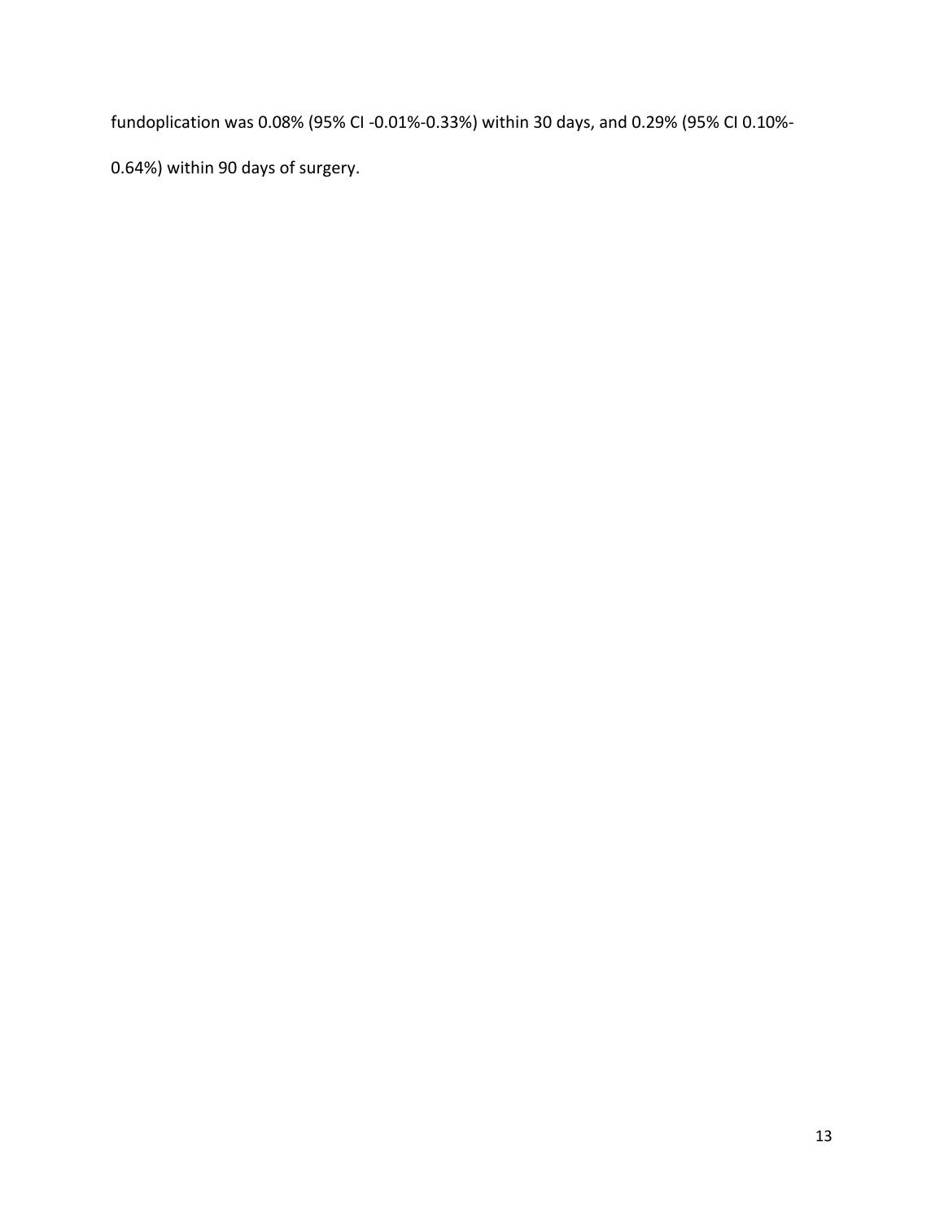fundoplication was 0.08% (95% CI -0.01%-0.33%) within 30 days, and 0.29% (95% CI 0.10%-0.64%) within 90 days of surgery.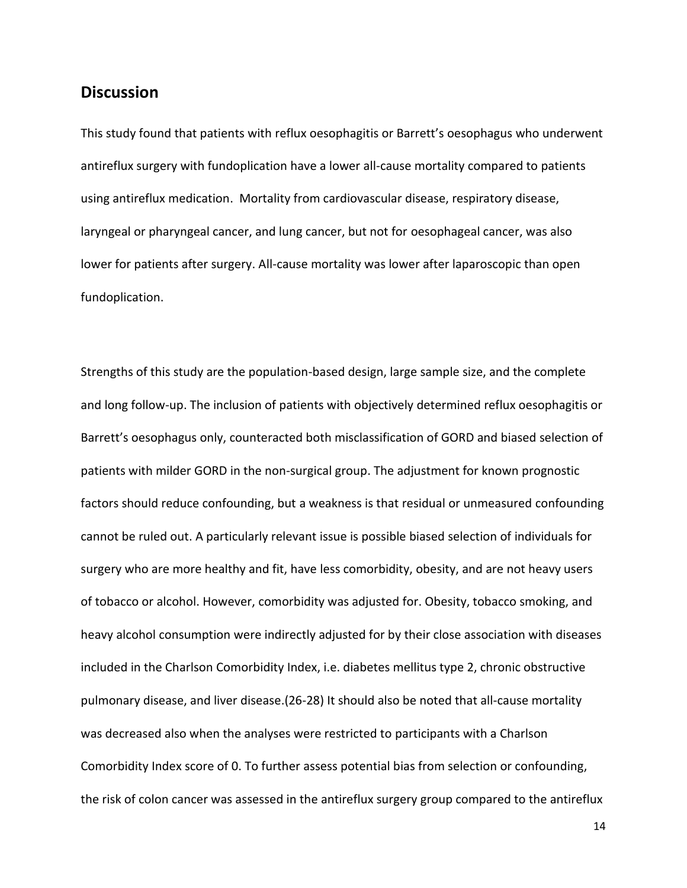## Discussion

This study found that patients with reflux oesophagitis or Barrett's oesophagus who underwent antireflux surgery with fundoplication have a lower all-cause mortality compared to patients using antireflux medication. Mortality from cardiovascular disease, respiratory disease, laryngeal or pharyngeal cancer, and lung cancer, but not for oesophageal cancer, was also lower for patients after surgery. All-cause mortality was lower after laparoscopic than open fundoplication.

Strengths of this study are the population-based design, large sample size, and the complete and long follow-up. The inclusion of patients with objectively determined reflux oesophagitis or Barrett's oesophagus only, counteracted both misclassification of GORD and biased selection of patients with milder GORD in the non-surgical group. The adjustment for known prognostic factors should reduce confounding, but a weakness is that residual or unmeasured confounding cannot be ruled out. A particularly relevant issue is possible biased selection of individuals for surgery who are more healthy and fit, have less comorbidity, obesity, and are not heavy users of tobacco or alcohol. However, comorbidity was adjusted for. Obesity, tobacco smoking, and heavy alcohol consumption were indirectly adjusted for by their close association with diseases included in the Charlson Comorbidity Index, i.e. diabetes mellitus type 2, chronic obstructive pulmonary disease, and liver disease.(26-28) It should also be noted that all-cause mortality was decreased also when the analyses were restricted to participants with a Charlson Comorbidity Index score of 0. To further assess potential bias from selection or confounding, the risk of colon cancer was assessed in the antireflux surgery group compared to the antireflux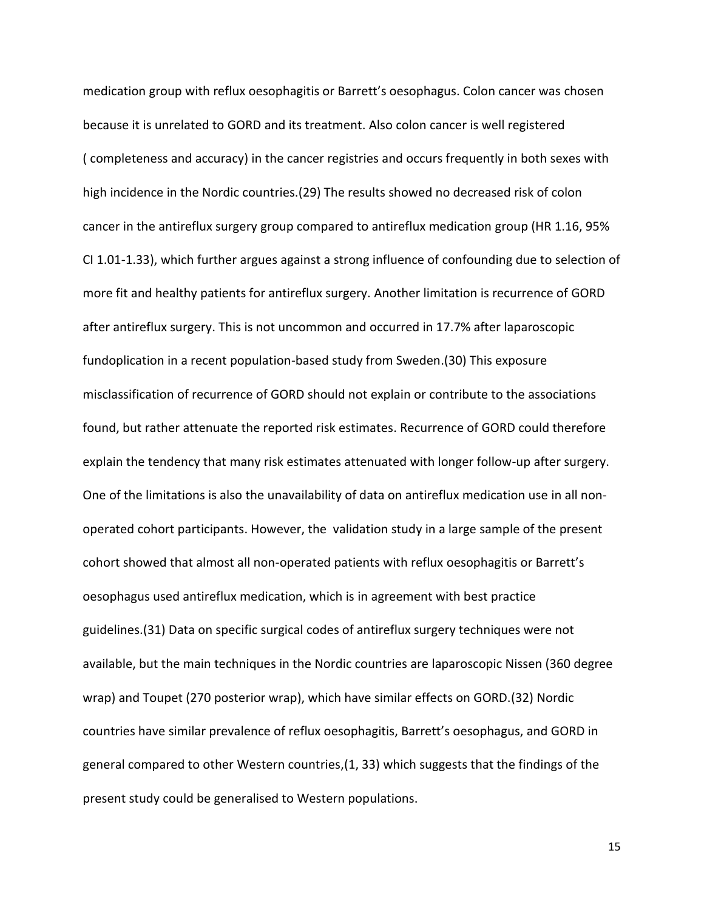medication group with reflux oesophagitis or Barrett's oesophagus. Colon cancer was chosen because it is unrelated to GORD and its treatment. Also colon cancer is well registered ( completeness and accuracy) in the cancer registries and occurs frequently in both sexes with high incidence in the Nordic countries.(29) The results showed no decreased risk of colon cancer in the antireflux surgery group compared to antireflux medication group (HR 1.16, 95% CI 1.01-1.33), which further argues against a strong influence of confounding due to selection of more fit and healthy patients for antireflux surgery. Another limitation is recurrence of GORD after antireflux surgery. This is not uncommon and occurred in 17.7% after laparoscopic fundoplication in a recent population-based study from Sweden.(30) This exposure misclassification of recurrence of GORD should not explain or contribute to the associations found, but rather attenuate the reported risk estimates. Recurrence of GORD could therefore explain the tendency that many risk estimates attenuated with longer follow-up after surgery. One of the limitations is also the unavailability of data on antireflux medication use in all non-operated cohort participants. However, the validation study in a large sample of the present cohort showed that almost all non-operated patients with reflux oesophagitis or Barrett's oesophagus used antireflux medication, which is in agreement with best practice guidelines.(31) Data on specific surgical codes of antireflux surgery techniques were not available, but the main techniques in the Nordic countries are laparoscopic Nissen (360 degree wrap) and Toupet (270 posterior wrap), which have similar effects on GORD.(32) Nordic countries have similar prevalence of reflux oesophagitis, Barrett's oesophagus, and GORD in general compared to other Western countries,(1, 33) which suggests that the findings of the present study could be generalised to Western populations.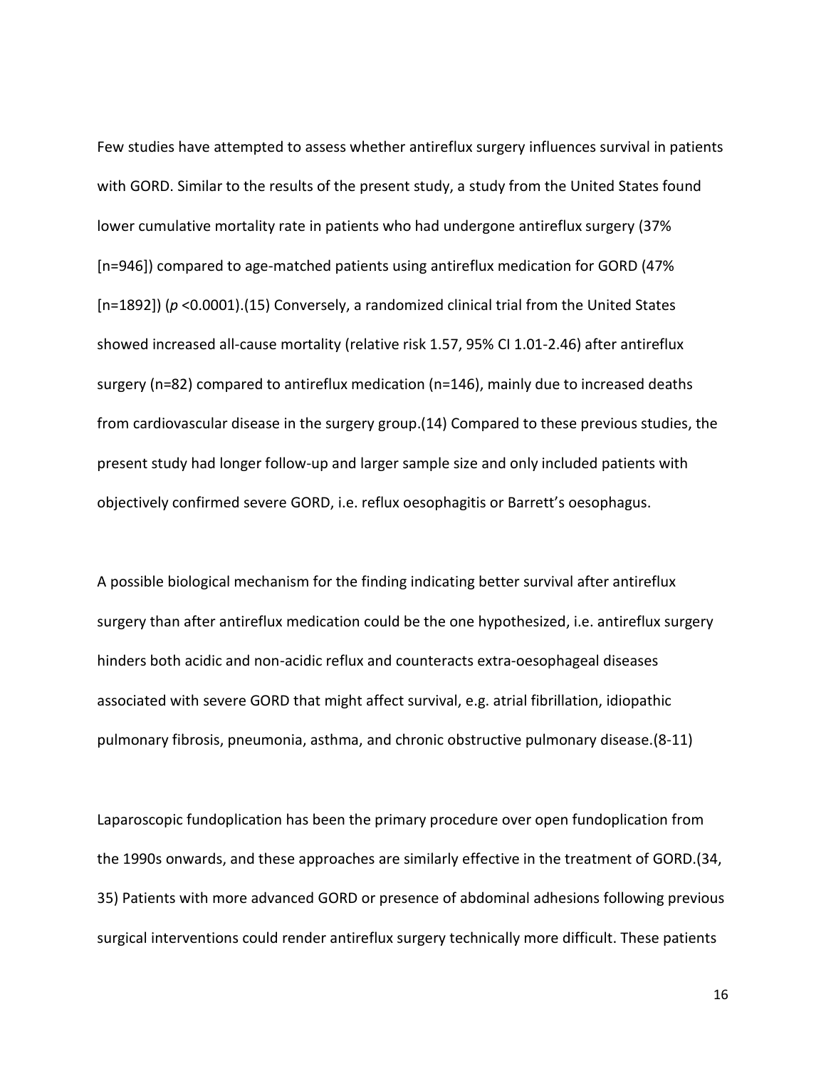Few studies have attempted to assess whether antireflux surgery influences survival in patients with GORD. Similar to the results of the present study, a study from the United States found lower cumulative mortality rate in patients who had undergone antireflux surgery (37% [n=946]) compared to age-matched patients using antireflux medication for GORD (47% [n=1892]) (*p* <0.0001).(15) Conversely, a randomized clinical trial from the United States showed increased all-cause mortality (relative risk 1.57, 95% CI 1.01-2.46) after antireflux surgery (n=82) compared to antireflux medication (n=146), mainly due to increased deaths from cardiovascular disease in the surgery group.(14) Compared to these previous studies, the present study had longer follow-up and larger sample size and only included patients with objectively confirmed severe GORD, i.e. reflux oesophagitis or Barrett's oesophagus.

A possible biological mechanism for the finding indicating better survival after antireflux surgery than after antireflux medication could be the one hypothesized, i.e. antireflux surgery hinders both acidic and non-acidic reflux and counteracts extra-oesophageal diseases associated with severe GORD that might affect survival, e.g. atrial fibrillation, idiopathic pulmonary fibrosis, pneumonia, asthma, and chronic obstructive pulmonary disease.(8-11)

Laparoscopic fundoplication has been the primary procedure over open fundoplication from the 1990s onwards, and these approaches are similarly effective in the treatment of GORD.(34, 35) Patients with more advanced GORD or presence of abdominal adhesions following previous surgical interventions could render antireflux surgery technically more difficult. These patients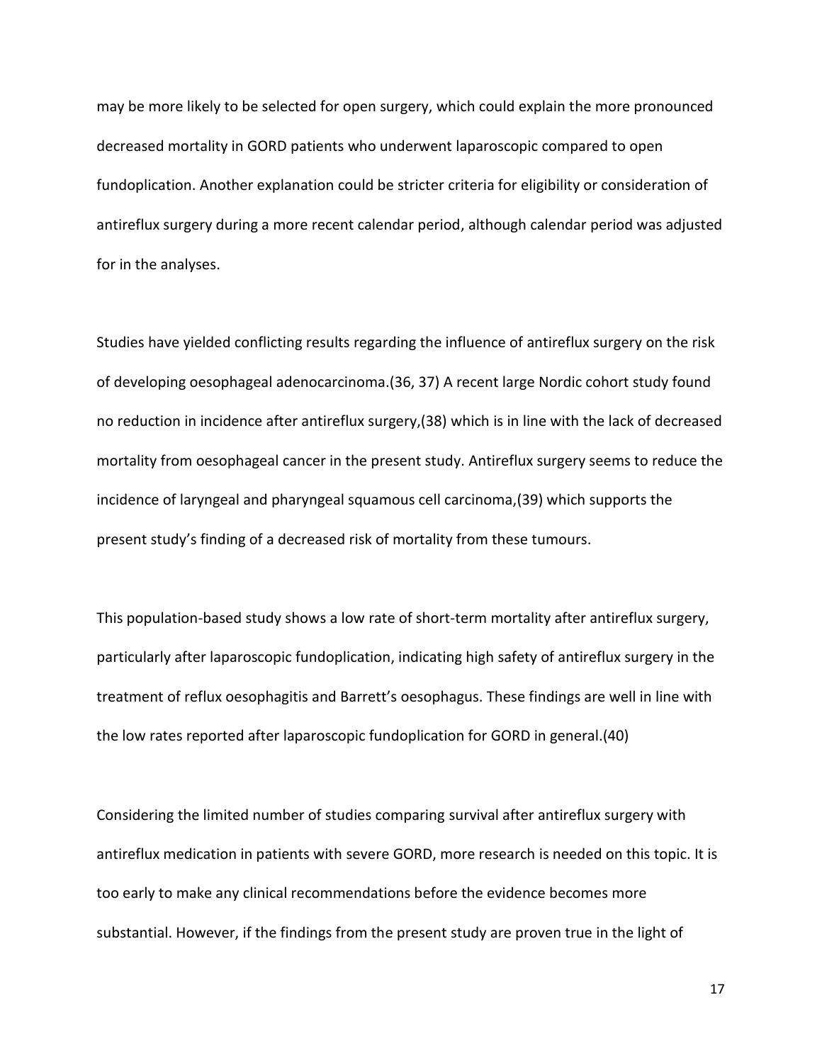may be more likely to be selected for open surgery, which could explain the more pronounced decreased mortality in GORD patients who underwent laparoscopic compared to open fundoplication. Another explanation could be stricter criteria for eligibility or consideration of antireflux surgery during a more recent calendar period, although calendar period was adjusted for in the analyses.

Studies have yielded conflicting results regarding the influence of antireflux surgery on the risk of developing oesophageal adenocarcinoma.(36, 37) A recent large Nordic cohort study found no reduction in incidence after antireflux surgery,(38) which is in line with the lack of decreased mortality from oesophageal cancer in the present study. Antireflux surgery seems to reduce the incidence of laryngeal and pharyngeal squamous cell carcinoma,(39) which supports the present study's finding of a decreased risk of mortality from these tumours.

This population-based study shows a low rate of short-term mortality after antireflux surgery, particularly after laparoscopic fundoplication, indicating high safety of antireflux surgery in the treatment of reflux oesophagitis and Barrett's oesophagus. These findings are well in line with the low rates reported after laparoscopic fundoplication for GORD in general.(40)

Considering the limited number of studies comparing survival after antireflux surgery with antireflux medication in patients with severe GORD, more research is needed on this topic. It is too early to make any clinical recommendations before the evidence becomes more substantial. However, if the findings from the present study are proven true in the light of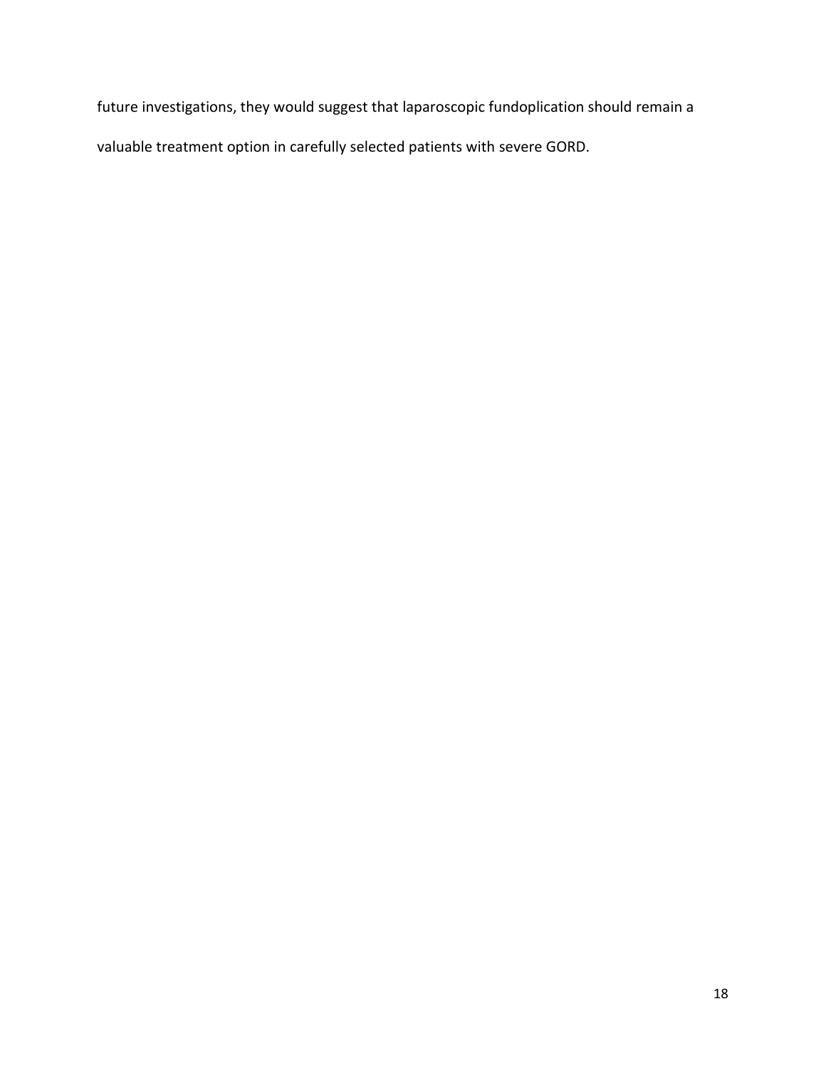future investigations, they would suggest that laparoscopic fundoplication should remain a valuable treatment option in carefully selected patients with severe GORD.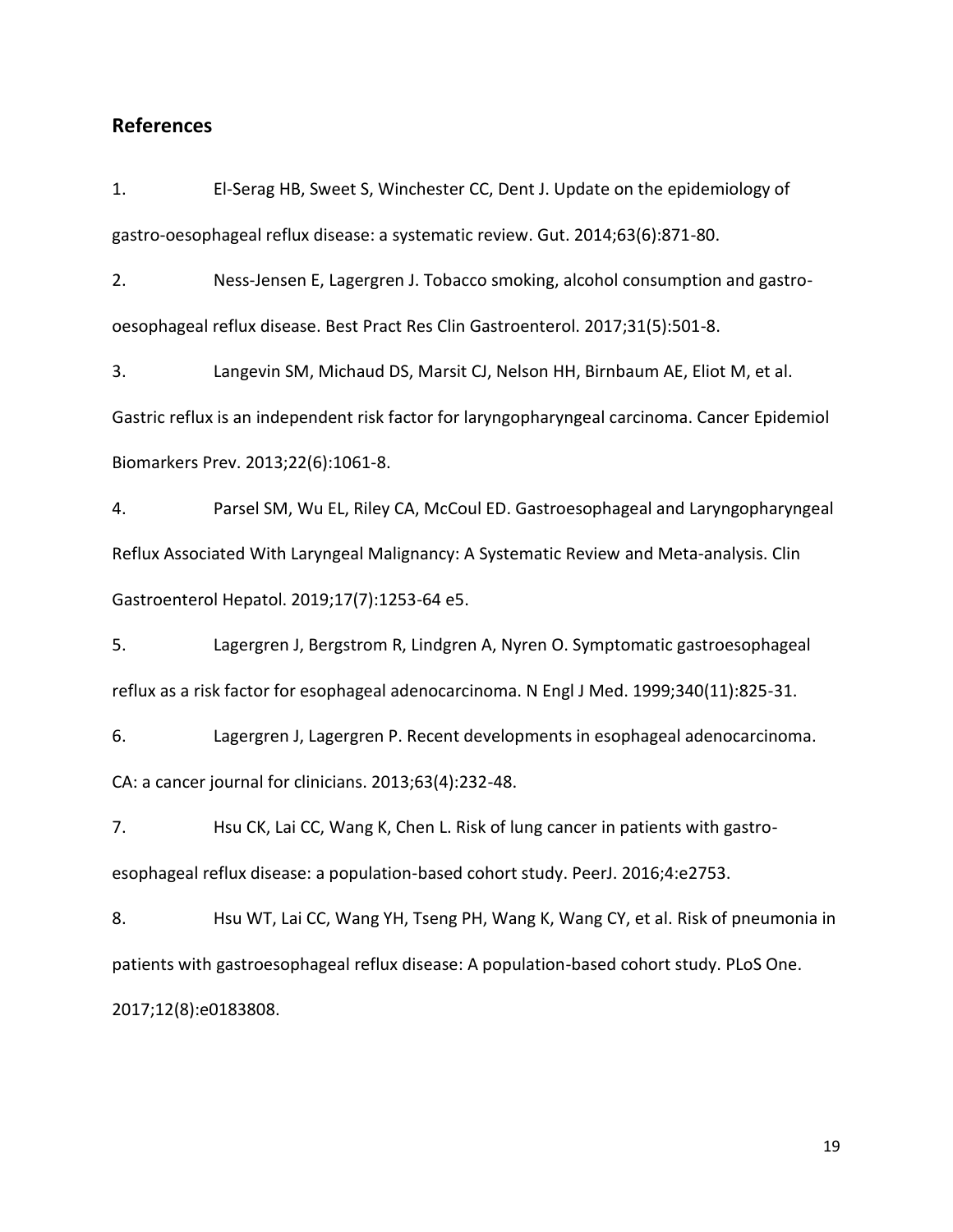## References

1. El-Serag HB, Sweet S, Winchester CC, Dent J. Update on the epidemiology of gastro-oesophageal reflux disease: a systematic review. Gut. 2014;63(6):871-80.

2. Ness-Jensen E, Lagergren J. Tobacco smoking, alcohol consumption and gastro-oesophageal reflux disease. Best Pract Res Clin Gastroenterol. 2017;31(5):501-8.

3. Langevin SM, Michaud DS, Marsit CJ, Nelson HH, Birnbaum AE, Eliot M, et al. Gastric reflux is an independent risk factor for laryngopharyngeal carcinoma. Cancer Epidemiol Biomarkers Prev. 2013;22(6):1061-8.

4. Parsel SM, Wu EL, Riley CA, McCoul ED. Gastroesophageal and Laryngopharyngeal Reflux Associated With Laryngeal Malignancy: A Systematic Review and Meta-analysis. Clin Gastroenterol Hepatol. 2019;17(7):1253-64 e5.

5. Lagergren J, Bergstrom R, Lindgren A, Nyren O. Symptomatic gastroesophageal reflux as a risk factor for esophageal adenocarcinoma. N Engl J Med. 1999;340(11):825-31.

6. Lagergren J, Lagergren P. Recent developments in esophageal adenocarcinoma. CA: a cancer journal for clinicians. 2013;63(4):232-48.

7. Hsu CK, Lai CC, Wang K, Chen L. Risk of lung cancer in patients with gastro-esophageal reflux disease: a population-based cohort study. PeerJ. 2016;4:e2753.

8. Hsu WT, Lai CC, Wang YH, Tseng PH, Wang K, Wang CY, et al. Risk of pneumonia in patients with gastroesophageal reflux disease: A population-based cohort study. PLoS One. 2017;12(8):e0183808.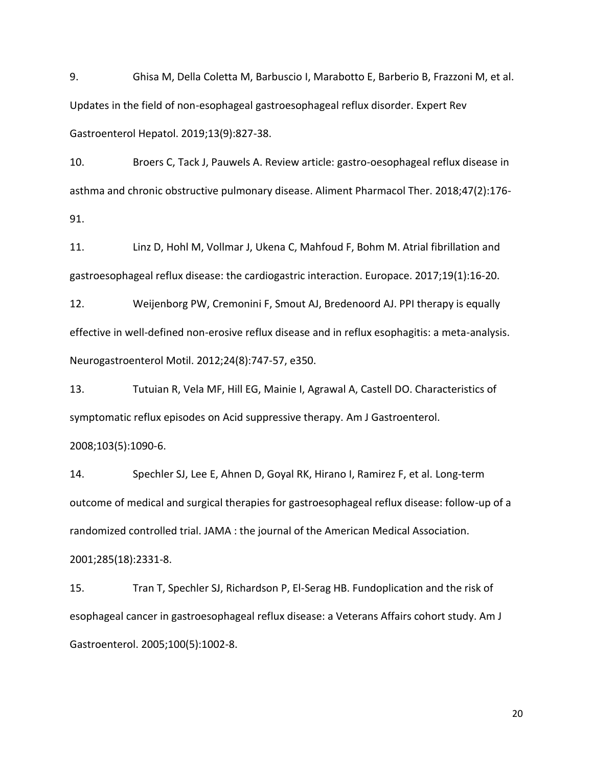9. Ghisa M, Della Coletta M, Barbuscio I, Marabotto E, Barberio B, Frazzoni M, et al. Updates in the field of non-esophageal gastroesophageal reflux disorder. Expert Rev Gastroenterol Hepatol. 2019;13(9):827-38.

10. Broers C, Tack J, Pauwels A. Review article: gastro-oesophageal reflux disease in asthma and chronic obstructive pulmonary disease. Aliment Pharmacol Ther. 2018;47(2):176-91.

11. Linz D, Hohl M, Vollmar J, Ukena C, Mahfoud F, Bohm M. Atrial fibrillation and gastroesophageal reflux disease: the cardiogastric interaction. Europace. 2017;19(1):16-20.

12. Weijenborg PW, Cremonini F, Smout AJ, Bredenoord AJ. PPI therapy is equally effective in well-defined non-erosive reflux disease and in reflux esophagitis: a meta-analysis. Neurogastroenterol Motil. 2012;24(8):747-57, e350.

13. Tutuian R, Vela MF, Hill EG, Mainie I, Agrawal A, Castell DO. Characteristics of symptomatic reflux episodes on Acid suppressive therapy. Am J Gastroenterol. 2008;103(5):1090-6.

14. Spechler SJ, Lee E, Ahnen D, Goyal RK, Hirano I, Ramirez F, et al. Long-term outcome of medical and surgical therapies for gastroesophageal reflux disease: follow-up of a randomized controlled trial. JAMA : the journal of the American Medical Association. 2001;285(18):2331-8.

15. Tran T, Spechler SJ, Richardson P, El-Serag HB. Fundoplication and the risk of esophageal cancer in gastroesophageal reflux disease: a Veterans Affairs cohort study. Am J Gastroenterol. 2005;100(5):1002-8.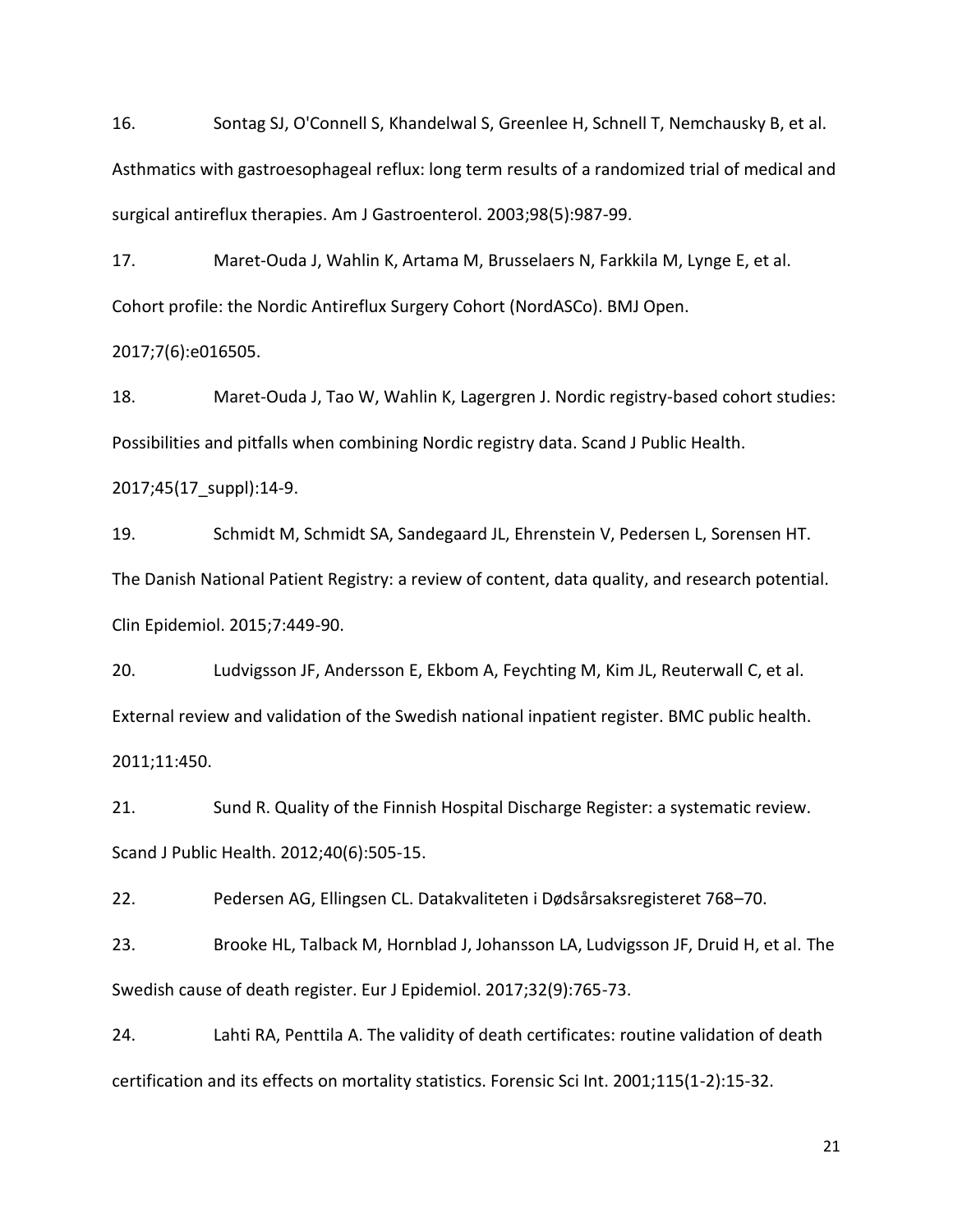16. Sontag SJ, O'Connell S, Khandelwal S, Greenlee H, Schnell T, Nemchausky B, et al. Asthmatics with gastroesophageal reflux: long term results of a randomized trial of medical and surgical antireflux therapies. Am J Gastroenterol. 2003;98(5):987-99.

17. Maret-Ouda J, Wahlin K, Artama M, Brusselaers N, Farkkila M, Lynge E, et al. Cohort profile: the Nordic Antireflux Surgery Cohort (NordASCo). BMJ Open. 2017;7(6):e016505.

18. Maret-Ouda J, Tao W, Wahlin K, Lagergren J. Nordic registry-based cohort studies: Possibilities and pitfalls when combining Nordic registry data. Scand J Public Health. 2017;45(17_suppl):14-9.

19. Schmidt M, Schmidt SA, Sandegaard JL, Ehrenstein V, Pedersen L, Sorensen HT. The Danish National Patient Registry: a review of content, data quality, and research potential. Clin Epidemiol. 2015;7:449-90.

20. Ludvigsson JF, Andersson E, Ekbom A, Feychting M, Kim JL, Reuterwall C, et al. External review and validation of the Swedish national inpatient register. BMC public health. 2011;11:450.

21. Sund R. Quality of the Finnish Hospital Discharge Register: a systematic review. Scand J Public Health. 2012;40(6):505-15.

22. Pedersen AG, Ellingsen CL. Datakvaliteten i Dødsårsaksregisteret 768–70.

23. Brooke HL, Talback M, Hornblad J, Johansson LA, Ludvigsson JF, Druid H, et al. The Swedish cause of death register. Eur J Epidemiol. 2017;32(9):765-73.

24. Lahti RA, Penttila A. The validity of death certificates: routine validation of death certification and its effects on mortality statistics. Forensic Sci Int. 2001;115(1-2):15-32.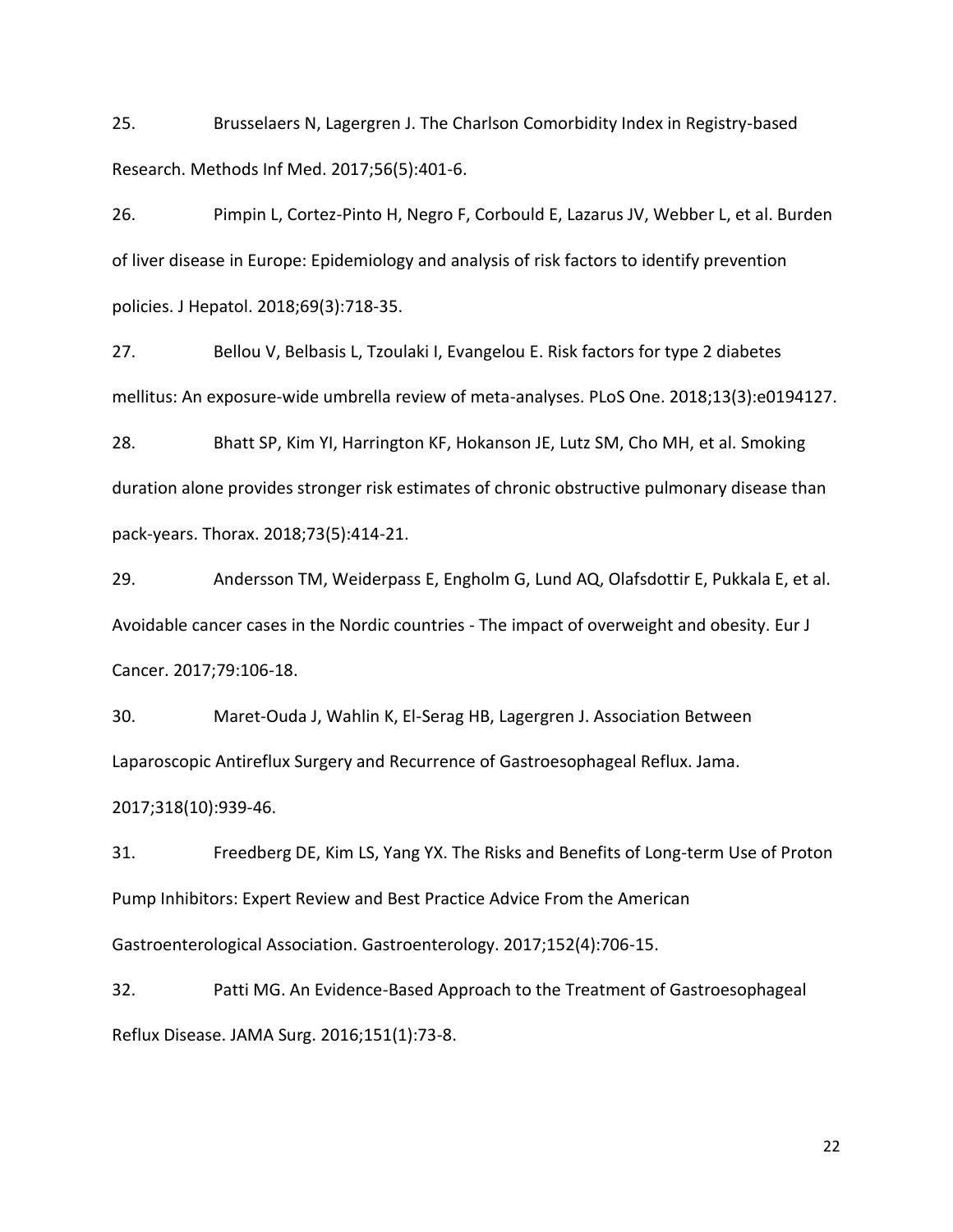25. Brusselaers N, Lagergren J. The Charlson Comorbidity Index in Registry-based Research. Methods Inf Med. 2017;56(5):401-6.

26. Pimpin L, Cortez-Pinto H, Negro F, Corbould E, Lazarus JV, Webber L, et al. Burden of liver disease in Europe: Epidemiology and analysis of risk factors to identify prevention policies. J Hepatol. 2018;69(3):718-35.

27. Bellou V, Belbasis L, Tzoulaki I, Evangelou E. Risk factors for type 2 diabetes mellitus: An exposure-wide umbrella review of meta-analyses. PLoS One. 2018;13(3):e0194127.

28. Bhatt SP, Kim YI, Harrington KF, Hokanson JE, Lutz SM, Cho MH, et al. Smoking duration alone provides stronger risk estimates of chronic obstructive pulmonary disease than pack-years. Thorax. 2018;73(5):414-21.

29. Andersson TM, Weiderpass E, Engholm G, Lund AQ, Olafsdottir E, Pukkala E, et al. Avoidable cancer cases in the Nordic countries - The impact of overweight and obesity. Eur J Cancer. 2017;79:106-18.

30. Maret-Ouda J, Wahlin K, El-Serag HB, Lagergren J. Association Between Laparoscopic Antireflux Surgery and Recurrence of Gastroesophageal Reflux. Jama. 2017;318(10):939-46.

31. Freedberg DE, Kim LS, Yang YX. The Risks and Benefits of Long-term Use of Proton Pump Inhibitors: Expert Review and Best Practice Advice From the American Gastroenterological Association. Gastroenterology. 2017;152(4):706-15.

32. Patti MG. An Evidence-Based Approach to the Treatment of Gastroesophageal Reflux Disease. JAMA Surg. 2016;151(1):73-8.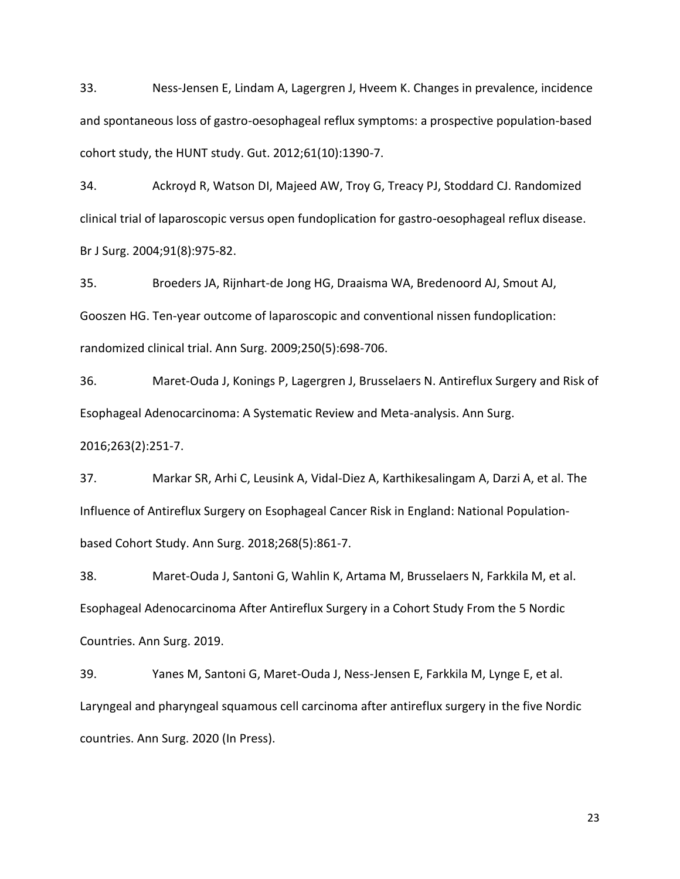33. Ness-Jensen E, Lindam A, Lagergren J, Hveem K. Changes in prevalence, incidence and spontaneous loss of gastro-oesophageal reflux symptoms: a prospective population-based cohort study, the HUNT study. Gut. 2012;61(10):1390-7.

34. Ackroyd R, Watson DI, Majeed AW, Troy G, Treacy PJ, Stoddard CJ. Randomized clinical trial of laparoscopic versus open fundoplication for gastro-oesophageal reflux disease. Br J Surg. 2004;91(8):975-82.

35. Broeders JA, Rijnhart-de Jong HG, Draaisma WA, Bredenoord AJ, Smout AJ, Gooszen HG. Ten-year outcome of laparoscopic and conventional nissen fundoplication: randomized clinical trial. Ann Surg. 2009;250(5):698-706.

36. Maret-Ouda J, Konings P, Lagergren J, Brusselaers N. Antireflux Surgery and Risk of Esophageal Adenocarcinoma: A Systematic Review and Meta-analysis. Ann Surg. 2016;263(2):251-7.

37. Markar SR, Arhi C, Leusink A, Vidal-Diez A, Karthikesalingam A, Darzi A, et al. The Influence of Antireflux Surgery on Esophageal Cancer Risk in England: National Population-based Cohort Study. Ann Surg. 2018;268(5):861-7.

38. Maret-Ouda J, Santoni G, Wahlin K, Artama M, Brusselaers N, Farkkila M, et al. Esophageal Adenocarcinoma After Antireflux Surgery in a Cohort Study From the 5 Nordic Countries. Ann Surg. 2019.

39. Yanes M, Santoni G, Maret-Ouda J, Ness-Jensen E, Farkkila M, Lynge E, et al. Laryngeal and pharyngeal squamous cell carcinoma after antireflux surgery in the five Nordic countries. Ann Surg. 2020 (In Press).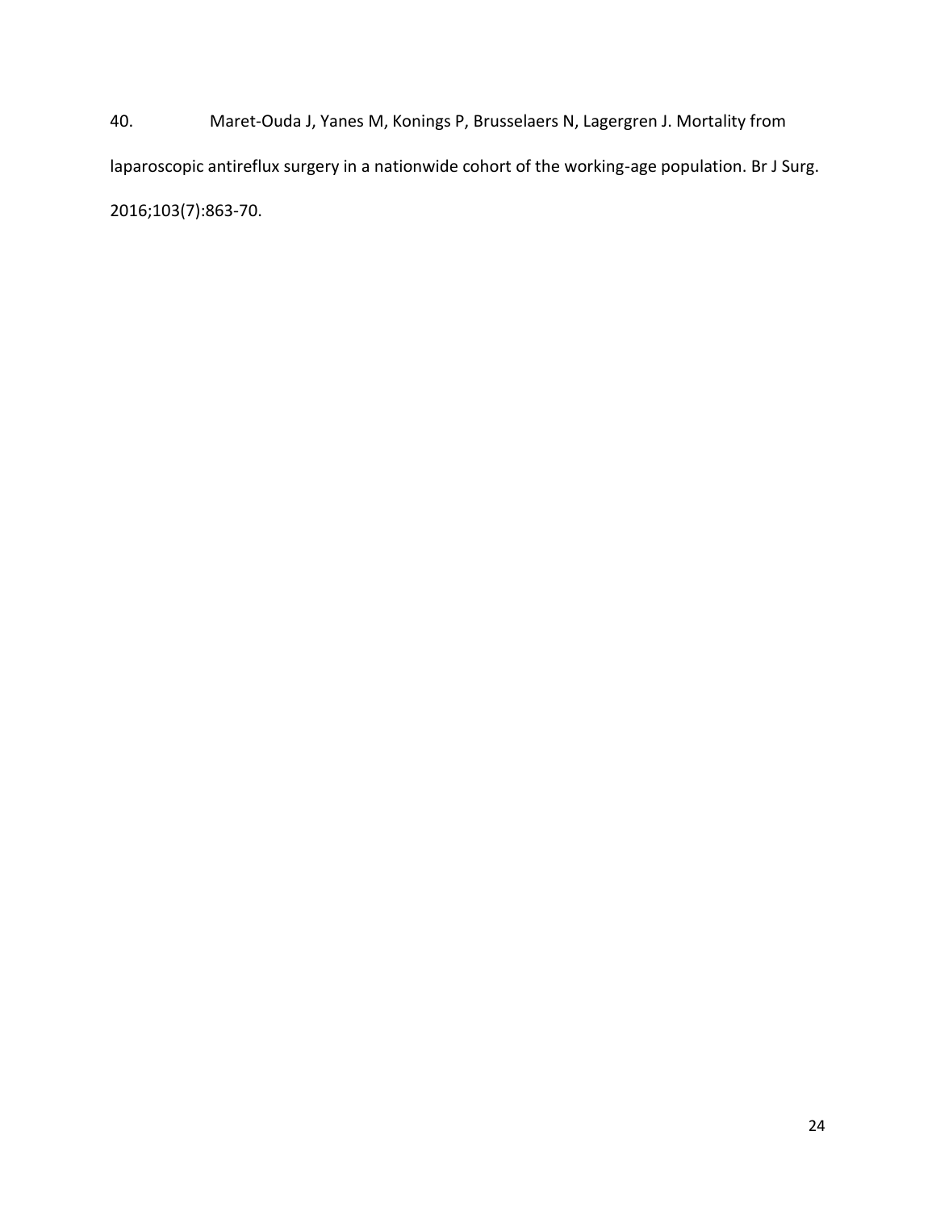40. Maret-Ouda J, Yanes M, Konings P, Brusselaers N, Lagergren J. Mortality from laparoscopic antireflux surgery in a nationwide cohort of the working-age population. Br J Surg. 2016;103(7):863-70.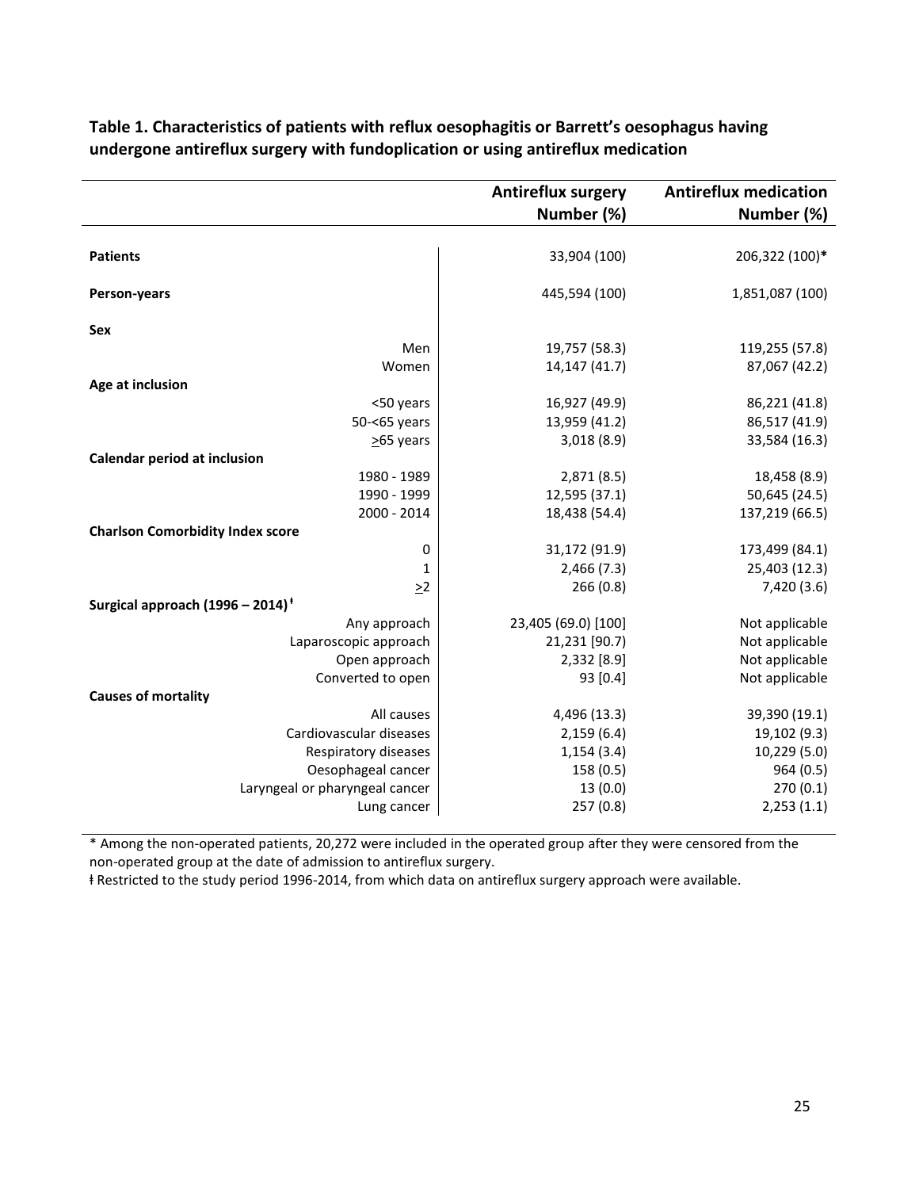**Table 1. Characteristics of patients with reflux oesophagitis or Barrett's oesophagus having undergone antireflux surgery with fundoplication or using antireflux medication**

| | Antireflux surgery Number (%) | Antireflux medication Number (%) |
|---|---|---|
| **Patients** | 33,904 (100) | 206,322 (100)* |
| **Person-years** | 445,594 (100) | 1,851,087 (100) |
| **Sex** | | |
| Men | 19,757 (58.3) | 119,255 (57.8) |
| Women | 14,147 (41.7) | 87,067 (42.2) |
| **Age at inclusion** | | |
| <50 years | 16,927 (49.9) | 86,221 (41.8) |
| 50-<65 years | 13,959 (41.2) | 86,517 (41.9) |
| ≥65 years | 3,018 (8.9) | 33,584 (16.3) |
| **Calendar period at inclusion** | | |
| 1980 - 1989 | 2,871 (8.5) | 18,458 (8.9) |
| 1990 - 1999 | 12,595 (37.1) | 50,645 (24.5) |
| 2000 - 2014 | 18,438 (54.4) | 137,219 (66.5) |
| **Charlson Comorbidity Index score** | | |
| 0 | 31,172 (91.9) | 173,499 (84.1) |
| 1 | 2,466 (7.3) | 25,403 (12.3) |
| ≥2 | 266 (0.8) | 7,420 (3.6) |
| **Surgical approach (1996 – 2014)ǂ** | | |
| Any approach | 23,405 (69.0) [100] | Not applicable |
| Laparoscopic approach | 21,231 [90.7] | Not applicable |
| Open approach | 2,332 [8.9] | Not applicable |
| Converted to open | 93 [0.4] | Not applicable |
| **Causes of mortality** | | |
| All causes | 4,496 (13.3) | 39,390 (19.1) |
| Cardiovascular diseases | 2,159 (6.4) | 19,102 (9.3) |
| Respiratory diseases | 1,154 (3.4) | 10,229 (5.0) |
| Oesophageal cancer | 158 (0.5) | 964 (0.5) |
| Laryngeal or pharyngeal cancer | 13 (0.0) | 270 (0.1) |
| Lung cancer | 257 (0.8) | 2,253 (1.1) |

* Among the non-operated patients, 20,272 were included in the operated group after they were censored from the non-operated group at the date of admission to antireflux surgery.

ǂ Restricted to the study period 1996-2014, from which data on antireflux surgery approach were available.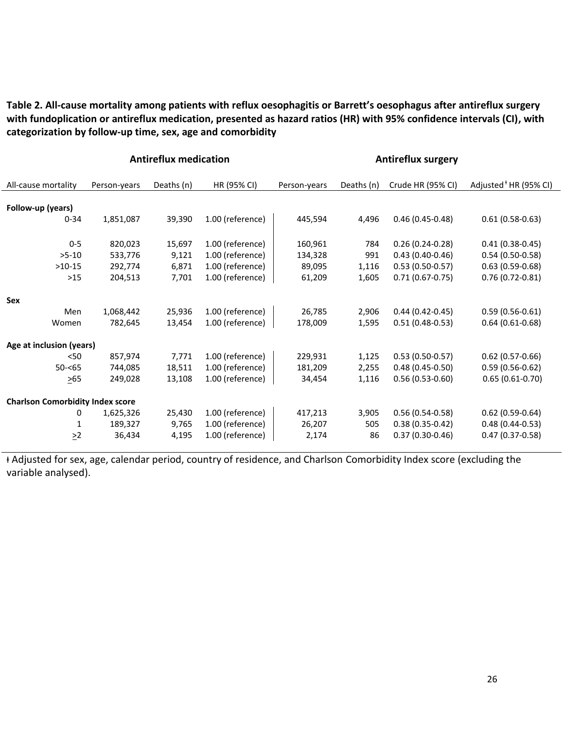**Table 2. All-cause mortality among patients with reflux oesophagitis or Barrett's oesophagus after antireflux surgery with fundoplication or antireflux medication, presented as hazard ratios (HR) with 95% confidence intervals (CI), with categorization by follow-up time, sex, age and comorbidity**

| | Antireflux medication | | | Antireflux surgery | | | |
|---|---|---|---|---|---|---|---|
| All-cause mortality | Person-years | Deaths (n) | HR (95% CI) | Person-years | Deaths (n) | Crude HR (95% CI) | Adjusted[ǂ] HR (95% CI) |
| **Follow-up (years)** | | | | | | | |
| 0-34 | 1,851,087 | 39,390 | 1.00 (reference) | 445,594 | 4,496 | 0.46 (0.45-0.48) | 0.61 (0.58-0.63) |
| 0-5 | 820,023 | 15,697 | 1.00 (reference) | 160,961 | 784 | 0.26 (0.24-0.28) | 0.41 (0.38-0.45) |
| >5-10 | 533,776 | 9,121 | 1.00 (reference) | 134,328 | 991 | 0.43 (0.40-0.46) | 0.54 (0.50-0.58) |
| >10-15 | 292,774 | 6,871 | 1.00 (reference) | 89,095 | 1,116 | 0.53 (0.50-0.57) | 0.63 (0.59-0.68) |
| >15 | 204,513 | 7,701 | 1.00 (reference) | 61,209 | 1,605 | 0.71 (0.67-0.75) | 0.76 (0.72-0.81) |
| **Sex** | | | | | | | |
| Men | 1,068,442 | 25,936 | 1.00 (reference) | 26,785 | 2,906 | 0.44 (0.42-0.45) | 0.59 (0.56-0.61) |
| Women | 782,645 | 13,454 | 1.00 (reference) | 178,009 | 1,595 | 0.51 (0.48-0.53) | 0.64 (0.61-0.68) |
| **Age at inclusion (years)** | | | | | | | |
| <50 | 857,974 | 7,771 | 1.00 (reference) | 229,931 | 1,125 | 0.53 (0.50-0.57) | 0.62 (0.57-0.66) |
| 50-<65 | 744,085 | 18,511 | 1.00 (reference) | 181,209 | 2,255 | 0.48 (0.45-0.50) | 0.59 (0.56-0.62) |
| ≥65 | 249,028 | 13,108 | 1.00 (reference) | 34,454 | 1,116 | 0.56 (0.53-0.60) | 0.65 (0.61-0.70) |
| **Charlson Comorbidity Index score** | | | | | | | |
| 0 | 1,625,326 | 25,430 | 1.00 (reference) | 417,213 | 3,905 | 0.56 (0.54-0.58) | 0.62 (0.59-0.64) |
| 1 | 189,327 | 9,765 | 1.00 (reference) | 26,207 | 505 | 0.38 (0.35-0.42) | 0.48 (0.44-0.53) |
| ≥2 | 36,434 | 4,195 | 1.00 (reference) | 2,174 | 86 | 0.37 (0.30-0.46) | 0.47 (0.37-0.58) |

ǂ Adjusted for sex, age, calendar period, country of residence, and Charlson Comorbidity Index score (excluding the variable analysed).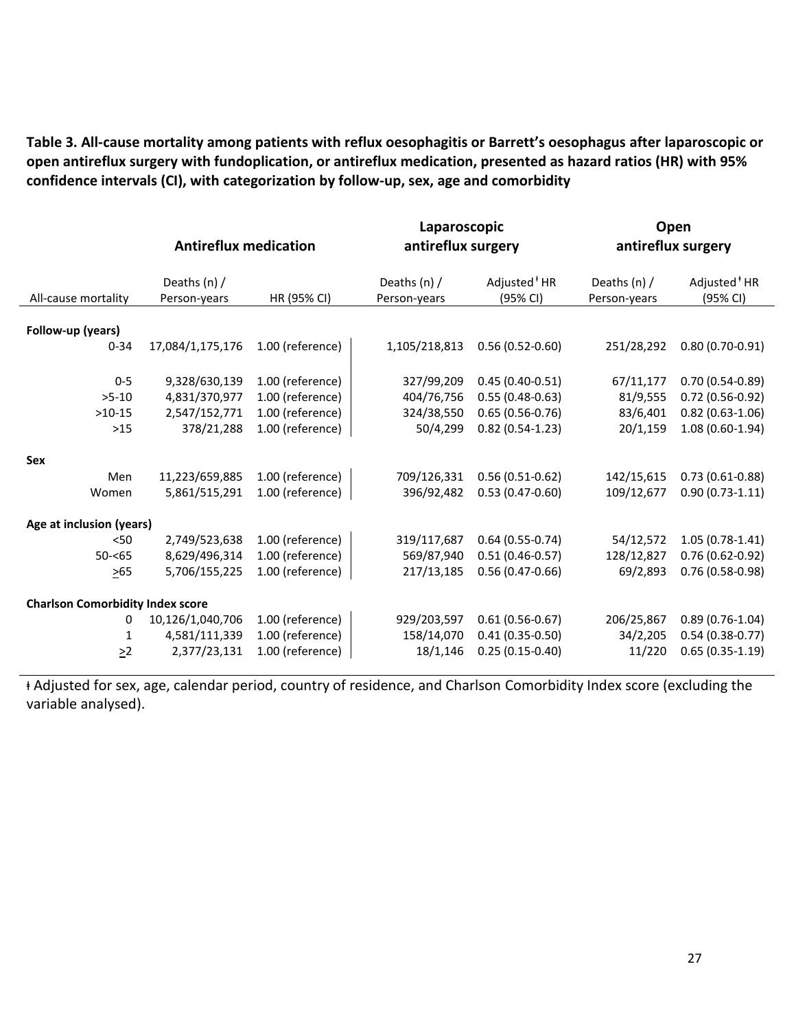**Table 3. All-cause mortality among patients with reflux oesophagitis or Barrett's oesophagus after laparoscopic or open antireflux surgery with fundoplication, or antireflux medication, presented as hazard ratios (HR) with 95% confidence intervals (CI), with categorization by follow-up, sex, age and comorbidity**

| | Antireflux medication | | Laparoscopic antireflux surgery | | Open antireflux surgery | |
|---|---|---|---|---|---|---|
| All-cause mortality | Deaths (n) / Person-years | HR (95% CI) | Deaths (n) / Person-years | Adjusted ǂ HR (95% CI) | Deaths (n) / Person-years | Adjusted ǂ HR (95% CI) |
| **Follow-up (years)** | | | | | | |
| 0-34 | 17,084/1,175,176 | 1.00 (reference) | 1,105/218,813 | 0.56 (0.52-0.60) | 251/28,292 | 0.80 (0.70-0.91) |
| 0-5 | 9,328/630,139 | 1.00 (reference) | 327/99,209 | 0.45 (0.40-0.51) | 67/11,177 | 0.70 (0.54-0.89) |
| >5-10 | 4,831/370,977 | 1.00 (reference) | 404/76,756 | 0.55 (0.48-0.63) | 81/9,555 | 0.72 (0.56-0.92) |
| >10-15 | 2,547/152,771 | 1.00 (reference) | 324/38,550 | 0.65 (0.56-0.76) | 83/6,401 | 0.82 (0.63-1.06) |
| >15 | 378/21,288 | 1.00 (reference) | 50/4,299 | 0.82 (0.54-1.23) | 20/1,159 | 1.08 (0.60-1.94) |
| **Sex** | | | | | | |
| Men | 11,223/659,885 | 1.00 (reference) | 709/126,331 | 0.56 (0.51-0.62) | 142/15,615 | 0.73 (0.61-0.88) |
| Women | 5,861/515,291 | 1.00 (reference) | 396/92,482 | 0.53 (0.47-0.60) | 109/12,677 | 0.90 (0.73-1.11) |
| **Age at inclusion (years)** | | | | | | |
| <50 | 2,749/523,638 | 1.00 (reference) | 319/117,687 | 0.64 (0.55-0.74) | 54/12,572 | 1.05 (0.78-1.41) |
| 50-<65 | 8,629/496,314 | 1.00 (reference) | 569/87,940 | 0.51 (0.46-0.57) | 128/12,827 | 0.76 (0.62-0.92) |
| ≥65 | 5,706/155,225 | 1.00 (reference) | 217/13,185 | 0.56 (0.47-0.66) | 69/2,893 | 0.76 (0.58-0.98) |
| **Charlson Comorbidity Index score** | | | | | | |
| 0 | 10,126/1,040,706 | 1.00 (reference) | 929/203,597 | 0.61 (0.56-0.67) | 206/25,867 | 0.89 (0.76-1.04) |
| 1 | 4,581/111,339 | 1.00 (reference) | 158/14,070 | 0.41 (0.35-0.50) | 34/2,205 | 0.54 (0.38-0.77) |
| ≥2 | 2,377/23,131 | 1.00 (reference) | 18/1,146 | 0.25 (0.15-0.40) | 11/220 | 0.65 (0.35-1.19) |

ǂ Adjusted for sex, age, calendar period, country of residence, and Charlson Comorbidity Index score (excluding the variable analysed).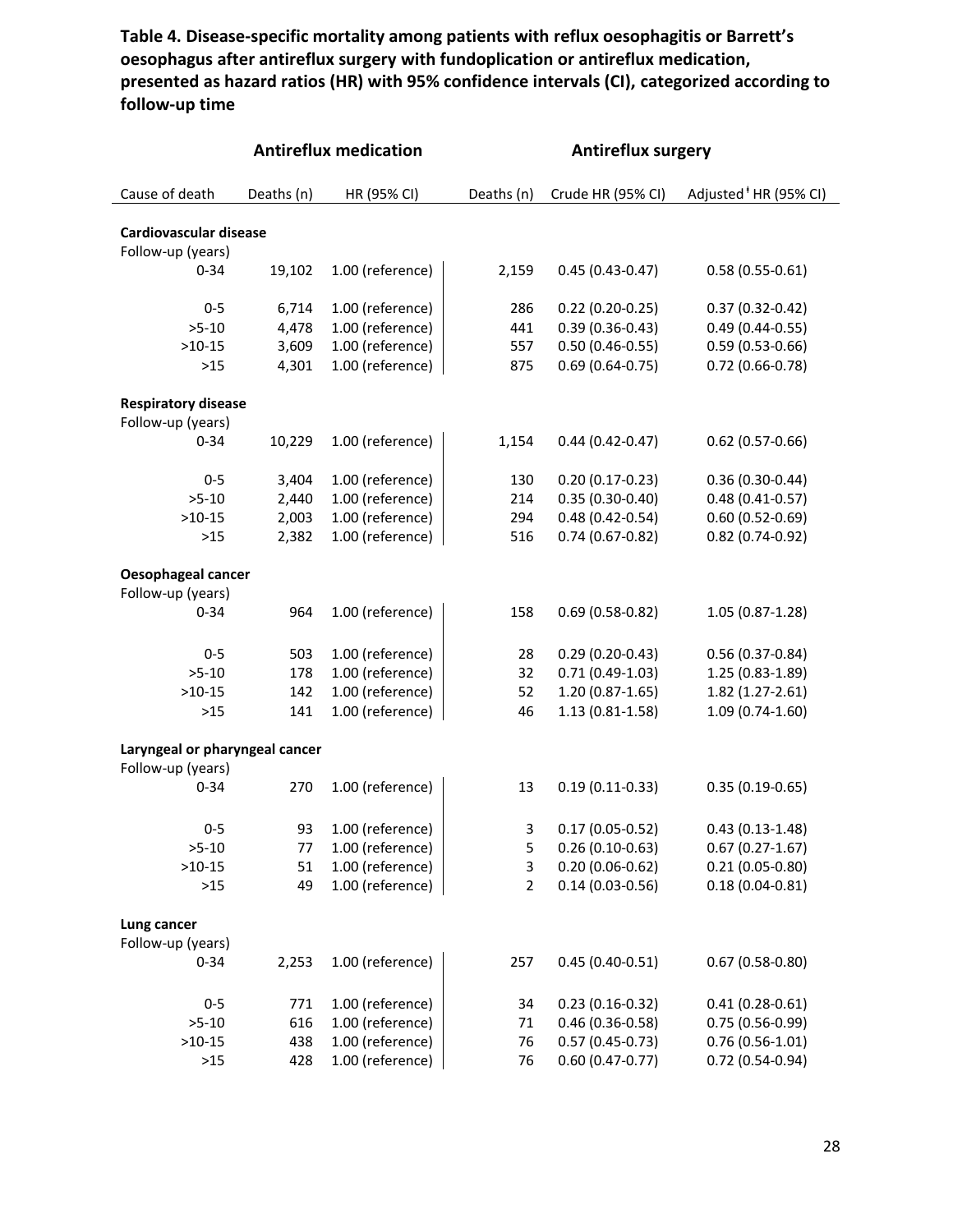**Table 4. Disease-specific mortality among patients with reflux oesophagitis or Barrett's oesophagus after antireflux surgery with fundoplication or antireflux medication, presented as hazard ratios (HR) with 95% confidence intervals (CI), categorized according to follow-up time**

| | Antireflux medication | | Antireflux surgery | | |
|---|---|---|---|---|---|
| Cause of death | Deaths (n) | HR (95% CI) | Deaths (n) | Crude HR (95% CI) | Adjusted[ǂ] HR (95% CI) |
| **Cardiovascular disease** | | | | | |
| Follow-up (years) | | | | | |
| 0-34 | 19,102 | 1.00 (reference) | 2,159 | 0.45 (0.43-0.47) | 0.58 (0.55-0.61) |
| 0-5 | 6,714 | 1.00 (reference) | 286 | 0.22 (0.20-0.25) | 0.37 (0.32-0.42) |
| >5-10 | 4,478 | 1.00 (reference) | 441 | 0.39 (0.36-0.43) | 0.49 (0.44-0.55) |
| >10-15 | 3,609 | 1.00 (reference) | 557 | 0.50 (0.46-0.55) | 0.59 (0.53-0.66) |
| >15 | 4,301 | 1.00 (reference) | 875 | 0.69 (0.64-0.75) | 0.72 (0.66-0.78) |
| **Respiratory disease** | | | | | |
| Follow-up (years) | | | | | |
| 0-34 | 10,229 | 1.00 (reference) | 1,154 | 0.44 (0.42-0.47) | 0.62 (0.57-0.66) |
| 0-5 | 3,404 | 1.00 (reference) | 130 | 0.20 (0.17-0.23) | 0.36 (0.30-0.44) |
| >5-10 | 2,440 | 1.00 (reference) | 214 | 0.35 (0.30-0.40) | 0.48 (0.41-0.57) |
| >10-15 | 2,003 | 1.00 (reference) | 294 | 0.48 (0.42-0.54) | 0.60 (0.52-0.69) |
| >15 | 2,382 | 1.00 (reference) | 516 | 0.74 (0.67-0.82) | 0.82 (0.74-0.92) |
| **Oesophageal cancer** | | | | | |
| Follow-up (years) | | | | | |
| 0-34 | 964 | 1.00 (reference) | 158 | 0.69 (0.58-0.82) | 1.05 (0.87-1.28) |
| 0-5 | 503 | 1.00 (reference) | 28 | 0.29 (0.20-0.43) | 0.56 (0.37-0.84) |
| >5-10 | 178 | 1.00 (reference) | 32 | 0.71 (0.49-1.03) | 1.25 (0.83-1.89) |
| >10-15 | 142 | 1.00 (reference) | 52 | 1.20 (0.87-1.65) | 1.82 (1.27-2.61) |
| >15 | 141 | 1.00 (reference) | 46 | 1.13 (0.81-1.58) | 1.09 (0.74-1.60) |
| **Laryngeal or pharyngeal cancer** | | | | | |
| Follow-up (years) | | | | | |
| 0-34 | 270 | 1.00 (reference) | 13 | 0.19 (0.11-0.33) | 0.35 (0.19-0.65) |
| 0-5 | 93 | 1.00 (reference) | 3 | 0.17 (0.05-0.52) | 0.43 (0.13-1.48) |
| >5-10 | 77 | 1.00 (reference) | 5 | 0.26 (0.10-0.63) | 0.67 (0.27-1.67) |
| >10-15 | 51 | 1.00 (reference) | 3 | 0.20 (0.06-0.62) | 0.21 (0.05-0.80) |
| >15 | 49 | 1.00 (reference) | 2 | 0.14 (0.03-0.56) | 0.18 (0.04-0.81) |
| **Lung cancer** | | | | | |
| Follow-up (years) | | | | | |
| 0-34 | 2,253 | 1.00 (reference) | 257 | 0.45 (0.40-0.51) | 0.67 (0.58-0.80) |
| 0-5 | 771 | 1.00 (reference) | 34 | 0.23 (0.16-0.32) | 0.41 (0.28-0.61) |
| >5-10 | 616 | 1.00 (reference) | 71 | 0.46 (0.36-0.58) | 0.75 (0.56-0.99) |
| >10-15 | 438 | 1.00 (reference) | 76 | 0.57 (0.45-0.73) | 0.76 (0.56-1.01) |
| >15 | 428 | 1.00 (reference) | 76 | 0.60 (0.47-0.77) | 0.72 (0.54-0.94) |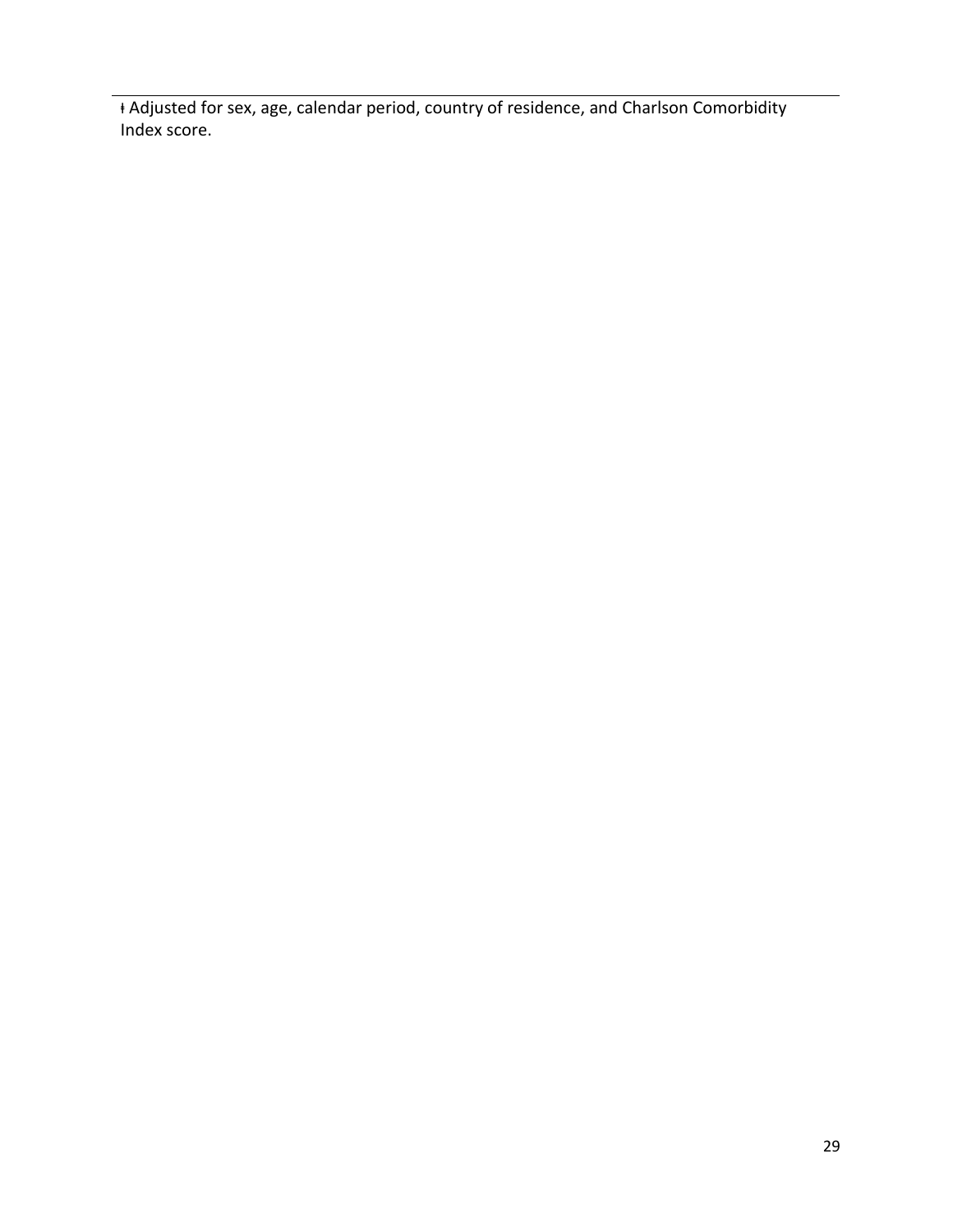ǂ Adjusted for sex, age, calendar period, country of residence, and Charlson Comorbidity Index score.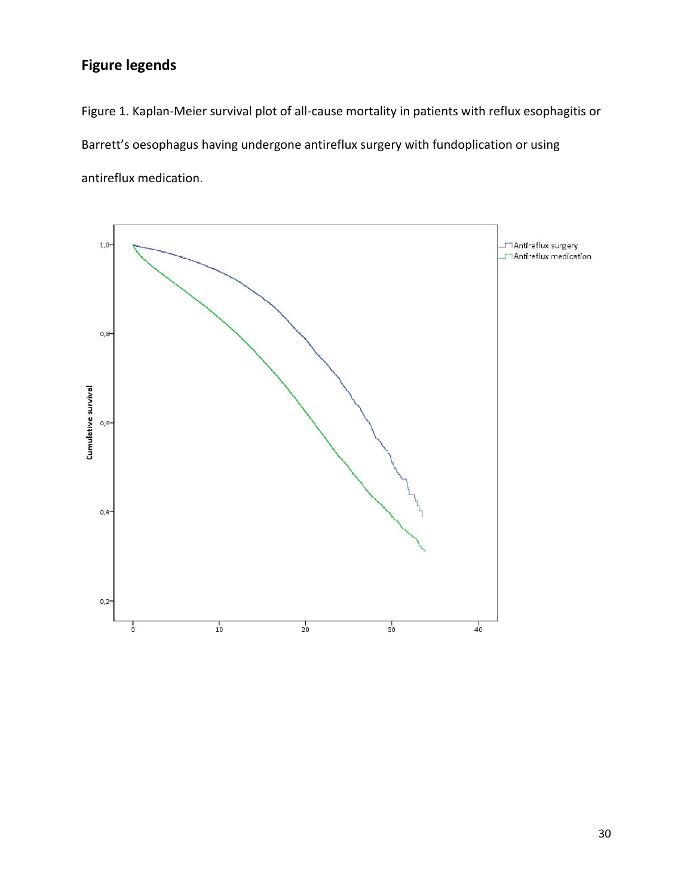## Figure legends

Figure 1. Kaplan-Meier survival plot of all-cause mortality in patients with reflux esophagitis or Barrett's oesophagus having undergone antireflux surgery with fundoplication or using antireflux medication.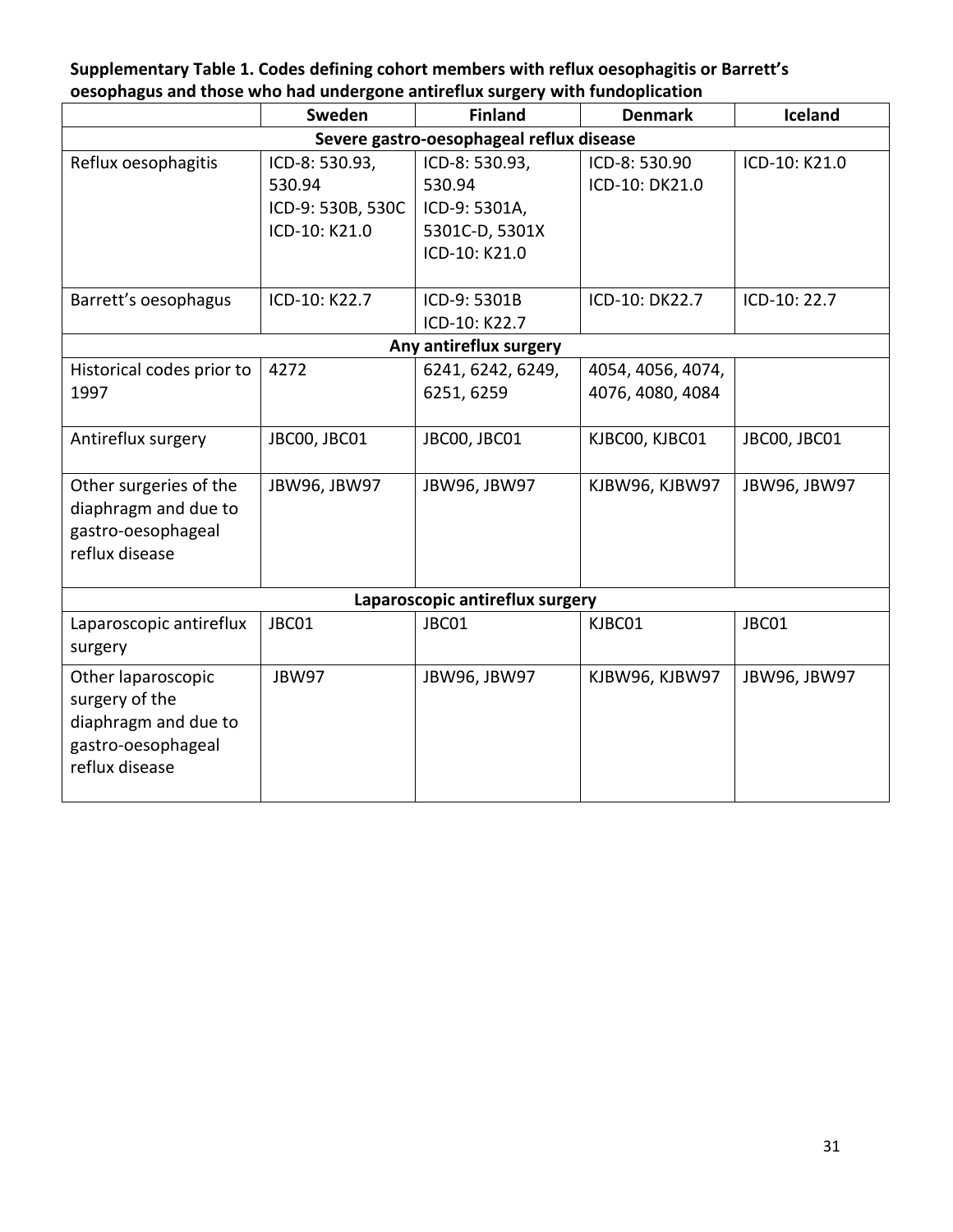**Supplementary Table 1. Codes defining cohort members with reflux oesophagitis or Barrett's oesophagus and those who had undergone antireflux surgery with fundoplication**

| | Sweden | Finland | Denmark | Iceland |
|---|---|---|---|---|
| **Severe gastro-oesophageal reflux disease** | | | | |
| Reflux oesophagitis | ICD-8: 530.93, 530.94<br>ICD-9: 530B, 530C<br>ICD-10: K21.0 | ICD-8: 530.93, 530.94<br>ICD-9: 5301A, 5301C-D, 5301X<br>ICD-10: K21.0 | ICD-8: 530.90<br>ICD-10: DK21.0 | ICD-10: K21.0 |
| Barrett's oesophagus | ICD-10: K22.7 | ICD-9: 5301B<br>ICD-10: K22.7 | ICD-10: DK22.7 | ICD-10: 22.7 |
| **Any antireflux surgery** | | | | |
| Historical codes prior to 1997 | 4272 | 6241, 6242, 6249, 6251, 6259 | 4054, 4056, 4074, 4076, 4080, 4084 | |
| Antireflux surgery | JBC00, JBC01 | JBC00, JBC01 | KJBC00, KJBC01 | JBC00, JBC01 |
| Other surgeries of the diaphragm and due to gastro-oesophageal reflux disease | JBW96, JBW97 | JBW96, JBW97 | KJBW96, KJBW97 | JBW96, JBW97 |
| **Laparoscopic antireflux surgery** | | | | |
| Laparoscopic antireflux surgery | JBC01 | JBC01 | KJBC01 | JBC01 |
| Other laparoscopic surgery of the diaphragm and due to gastro-oesophageal reflux disease | JBW97 | JBW96, JBW97 | KJBW96, KJBW97 | JBW96, JBW97 |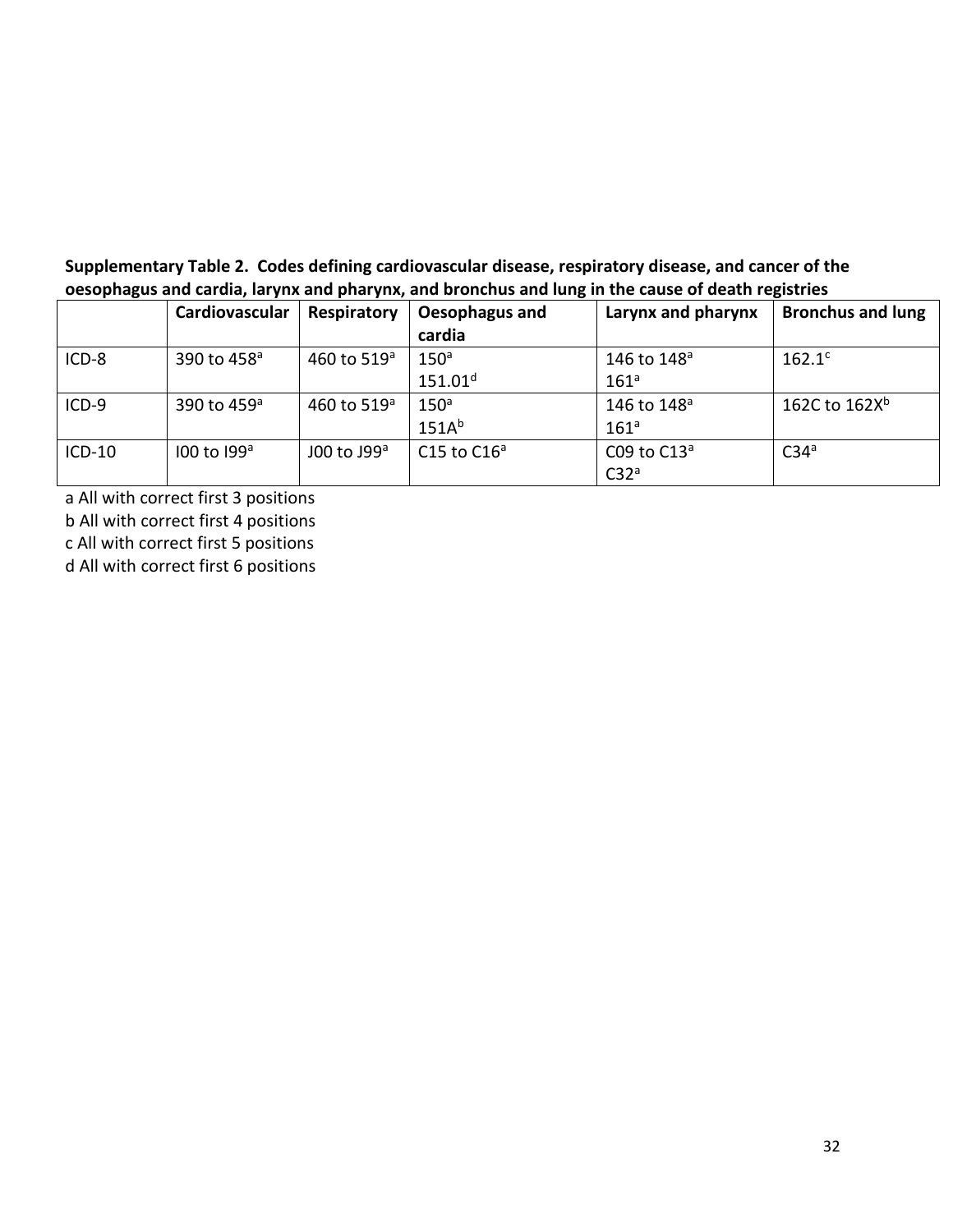**Supplementary Table 2. Codes defining cardiovascular disease, respiratory disease, and cancer of the oesophagus and cardia, larynx and pharynx, and bronchus and lung in the cause of death registries**

| | Cardiovascular | Respiratory | Oesophagus and cardia | Larynx and pharynx | Bronchus and lung |
|---|---|---|---|---|---|
| ICD-8 | 390 to 458[a] | 460 to 519[a] | 150[a]<br>151.01[d] | 146 to 148[a]<br>161[a] | 162.1[c] |
| ICD-9 | 390 to 459[a] | 460 to 519[a] | 150[a]<br>151A[b] | 146 to 148[a]<br>161[a] | 162C to 162X[b] |
| ICD-10 | I00 to I99[a] | J00 to J99[a] | C15 to C16[a] | C09 to C13[a]<br>C32[a] | C34[a] |

a All with correct first 3 positions

b All with correct first 4 positions

c All with correct first 5 positions

d All with correct first 6 positions